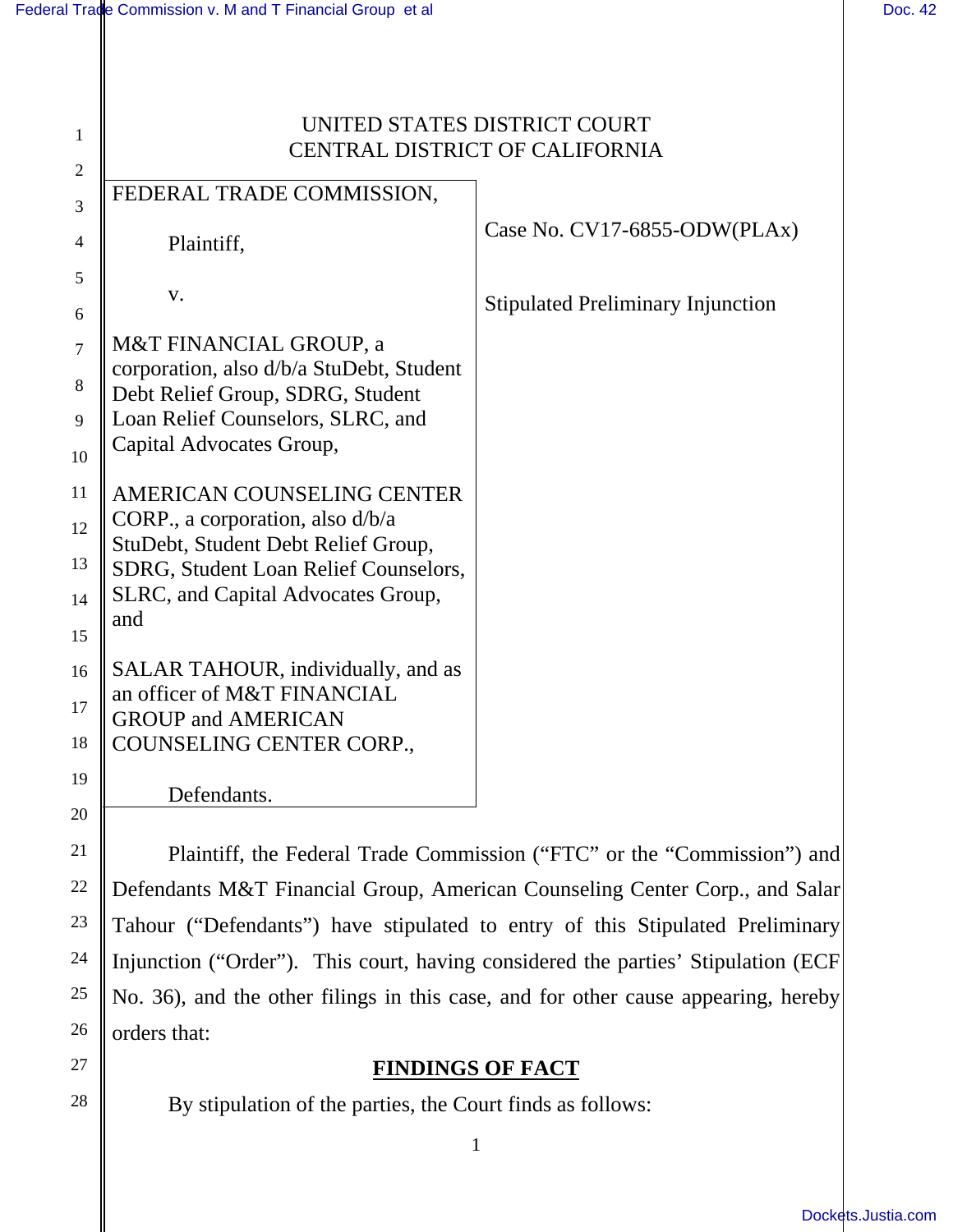UNITED STATES DISTRICT COURT
CENTRAL DISTRICT OF CALIFORNIA

| | |
|---|---|
| FEDERAL TRADE COMMISSION,<br><br>Plaintiff,<br><br>v.<br><br>M&T FINANCIAL GROUP, a corporation, also d/b/a StuDebt, Student Debt Relief Group, SDRG, Student Loan Relief Counselors, SLRC, and Capital Advocates Group,<br><br>AMERICAN COUNSELING CENTER CORP., a corporation, also d/b/a StuDebt, Student Debt Relief Group, SDRG, Student Loan Relief Counselors, SLRC, and Capital Advocates Group, and<br><br>SALAR TAHOUR, individually, and as an officer of M&T FINANCIAL GROUP and AMERICAN COUNSELING CENTER CORP.,<br><br>Defendants. | Case No. CV17-6855-ODW(PLAx)<br><br>Stipulated Preliminary Injunction |

Plaintiff, the Federal Trade Commission ("FTC" or the "Commission") and Defendants M&T Financial Group, American Counseling Center Corp., and Salar Tahour ("Defendants") have stipulated to entry of this Stipulated Preliminary Injunction ("Order"). This court, having considered the parties' Stipulation (ECF No. 36), and the other filings in this case, and for other cause appearing, hereby orders that:

## FINDINGS OF FACT

By stipulation of the parties, the Court finds as follows: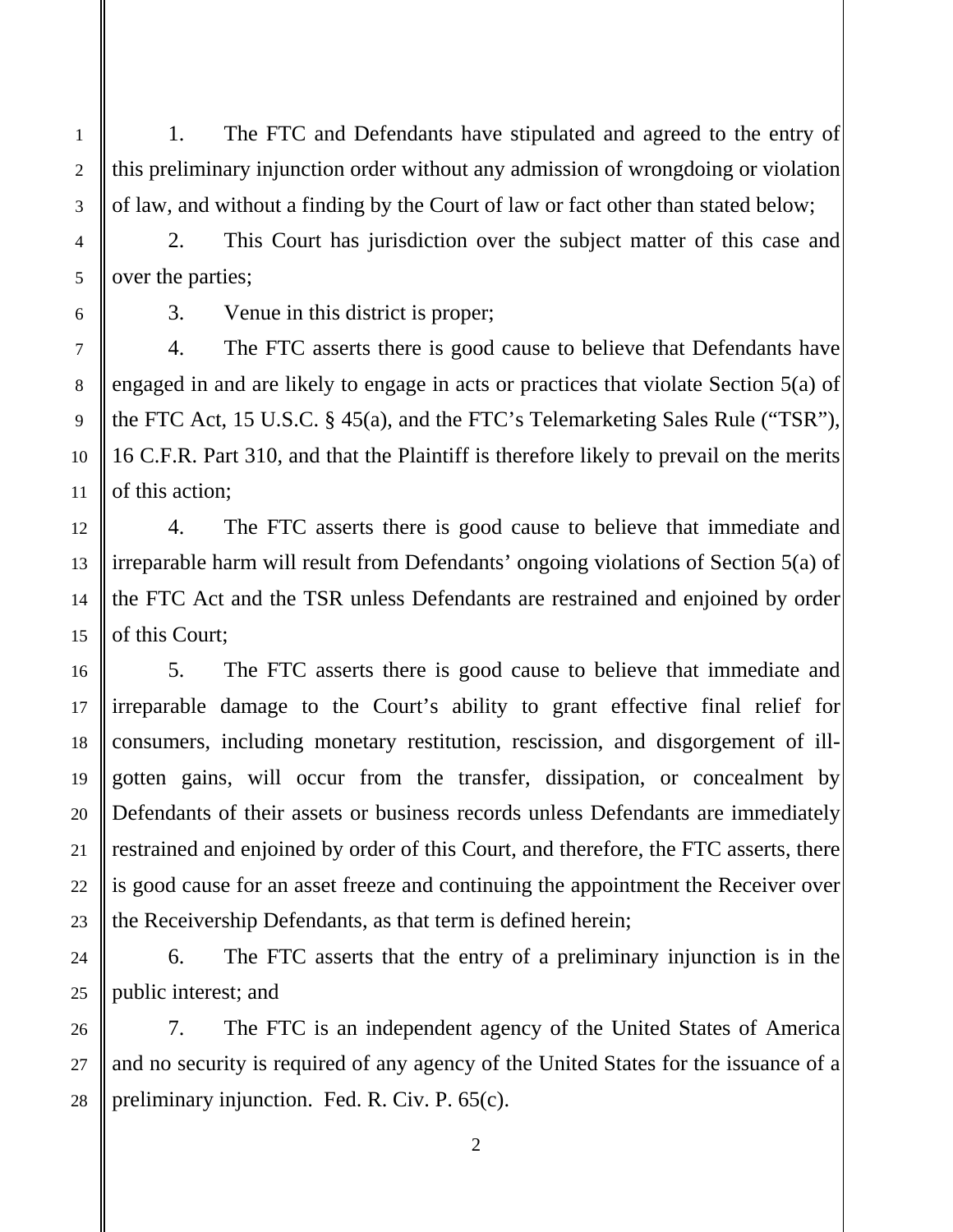1. The FTC and Defendants have stipulated and agreed to the entry of this preliminary injunction order without any admission of wrongdoing or violation of law, and without a finding by the Court of law or fact other than stated below;

2. This Court has jurisdiction over the subject matter of this case and over the parties;

3. Venue in this district is proper;

4. The FTC asserts there is good cause to believe that Defendants have engaged in and are likely to engage in acts or practices that violate Section 5(a) of the FTC Act, 15 U.S.C. § 45(a), and the FTC's Telemarketing Sales Rule ("TSR"), 16 C.F.R. Part 310, and that the Plaintiff is therefore likely to prevail on the merits of this action;

4. The FTC asserts there is good cause to believe that immediate and irreparable harm will result from Defendants' ongoing violations of Section 5(a) of the FTC Act and the TSR unless Defendants are restrained and enjoined by order of this Court;

5. The FTC asserts there is good cause to believe that immediate and irreparable damage to the Court's ability to grant effective final relief for consumers, including monetary restitution, rescission, and disgorgement of ill-gotten gains, will occur from the transfer, dissipation, or concealment by Defendants of their assets or business records unless Defendants are immediately restrained and enjoined by order of this Court, and therefore, the FTC asserts, there is good cause for an asset freeze and continuing the appointment the Receiver over the Receivership Defendants, as that term is defined herein;

6. The FTC asserts that the entry of a preliminary injunction is in the public interest; and

7. The FTC is an independent agency of the United States of America and no security is required of any agency of the United States for the issuance of a preliminary injunction. Fed. R. Civ. P. 65(c).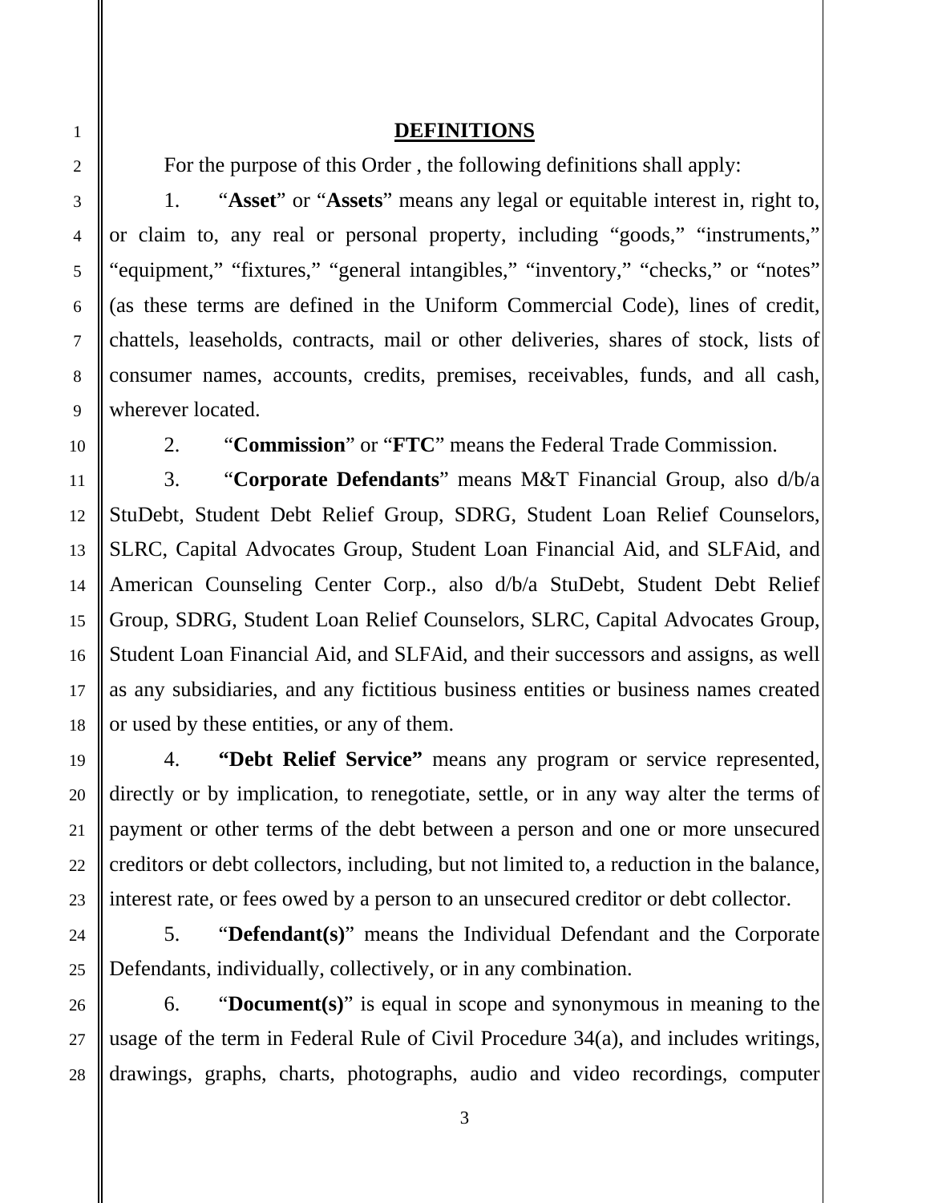# DEFINITIONS

For the purpose of this Order , the following definitions shall apply:

1. "**Asset**" or "**Assets**" means any legal or equitable interest in, right to, or claim to, any real or personal property, including "goods," "instruments," "equipment," "fixtures," "general intangibles," "inventory," "checks," or "notes" (as these terms are defined in the Uniform Commercial Code), lines of credit, chattels, leaseholds, contracts, mail or other deliveries, shares of stock, lists of consumer names, accounts, credits, premises, receivables, funds, and all cash, wherever located.

2. "**Commission**" or "**FTC**" means the Federal Trade Commission.

3. "**Corporate Defendants**" means M&T Financial Group, also d/b/a StuDebt, Student Debt Relief Group, SDRG, Student Loan Relief Counselors, SLRC, Capital Advocates Group, Student Loan Financial Aid, and SLFAid, and American Counseling Center Corp., also d/b/a StuDebt, Student Debt Relief Group, SDRG, Student Loan Relief Counselors, SLRC, Capital Advocates Group, Student Loan Financial Aid, and SLFAid, and their successors and assigns, as well as any subsidiaries, and any fictitious business entities or business names created or used by these entities, or any of them.

4. **"Debt Relief Service"** means any program or service represented, directly or by implication, to renegotiate, settle, or in any way alter the terms of payment or other terms of the debt between a person and one or more unsecured creditors or debt collectors, including, but not limited to, a reduction in the balance, interest rate, or fees owed by a person to an unsecured creditor or debt collector.

5. "**Defendant(s)**" means the Individual Defendant and the Corporate Defendants, individually, collectively, or in any combination.

6. "**Document(s)**" is equal in scope and synonymous in meaning to the usage of the term in Federal Rule of Civil Procedure 34(a), and includes writings, drawings, graphs, charts, photographs, audio and video recordings, computer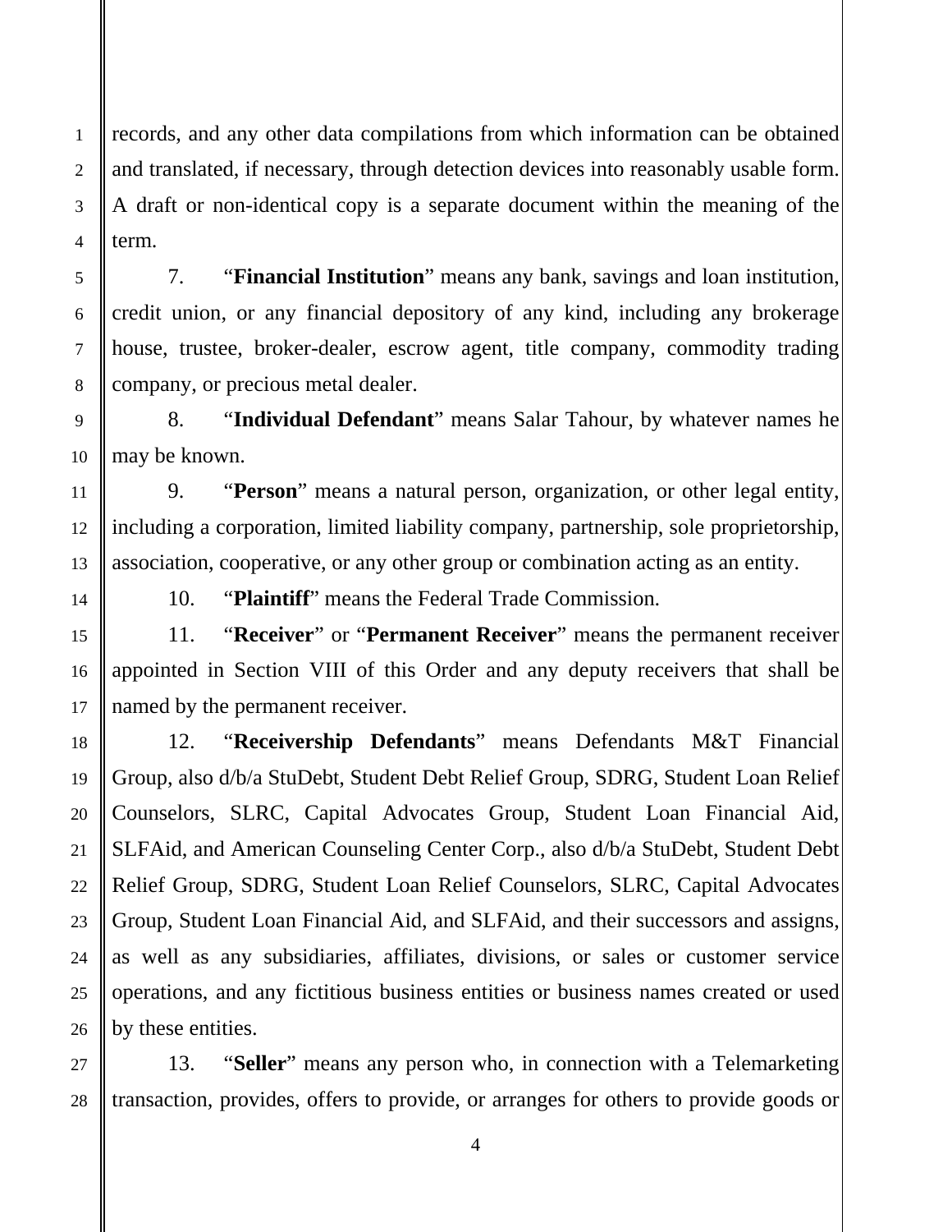records, and any other data compilations from which information can be obtained and translated, if necessary, through detection devices into reasonably usable form. A draft or non-identical copy is a separate document within the meaning of the term.

7. "**Financial Institution**" means any bank, savings and loan institution, credit union, or any financial depository of any kind, including any brokerage house, trustee, broker-dealer, escrow agent, title company, commodity trading company, or precious metal dealer.

8. "**Individual Defendant**" means Salar Tahour, by whatever names he may be known.

9. "**Person**" means a natural person, organization, or other legal entity, including a corporation, limited liability company, partnership, sole proprietorship, association, cooperative, or any other group or combination acting as an entity.

10. "**Plaintiff**" means the Federal Trade Commission.

11. "**Receiver**" or "**Permanent Receiver**" means the permanent receiver appointed in Section VIII of this Order and any deputy receivers that shall be named by the permanent receiver.

12. "**Receivership Defendants**" means Defendants M&T Financial Group, also d/b/a StuDebt, Student Debt Relief Group, SDRG, Student Loan Relief Counselors, SLRC, Capital Advocates Group, Student Loan Financial Aid, SLFAid, and American Counseling Center Corp., also d/b/a StuDebt, Student Debt Relief Group, SDRG, Student Loan Relief Counselors, SLRC, Capital Advocates Group, Student Loan Financial Aid, and SLFAid, and their successors and assigns, as well as any subsidiaries, affiliates, divisions, or sales or customer service operations, and any fictitious business entities or business names created or used by these entities.

13. "**Seller**" means any person who, in connection with a Telemarketing transaction, provides, offers to provide, or arranges for others to provide goods or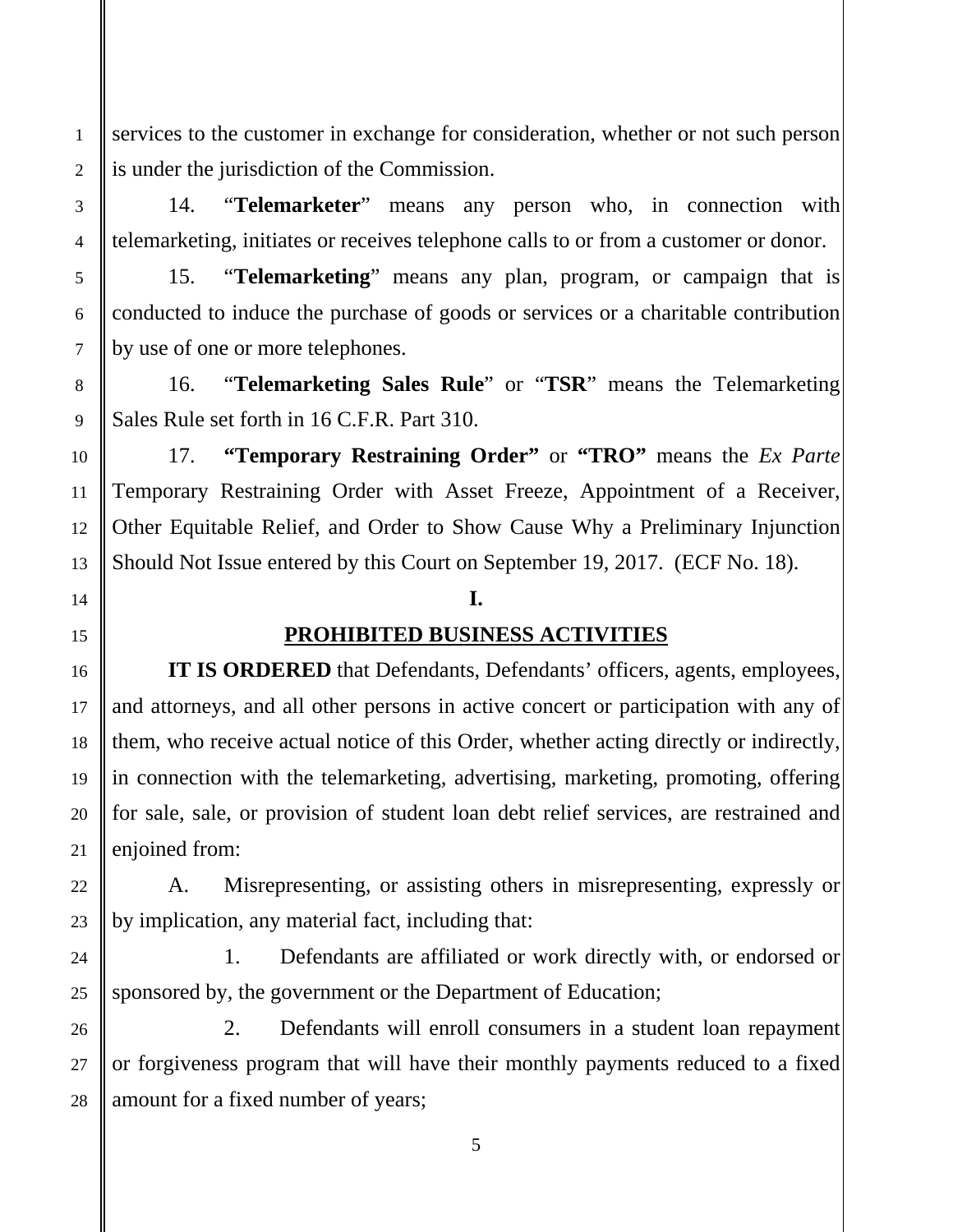services to the customer in exchange for consideration, whether or not such person is under the jurisdiction of the Commission.

14. "**Telemarketer**" means any person who, in connection with telemarketing, initiates or receives telephone calls to or from a customer or donor.

15. "**Telemarketing**" means any plan, program, or campaign that is conducted to induce the purchase of goods or services or a charitable contribution by use of one or more telephones.

16. "**Telemarketing Sales Rule**" or "**TSR**" means the Telemarketing Sales Rule set forth in 16 C.F.R. Part 310.

17. **"Temporary Restraining Order"** or **"TRO"** means the *Ex Parte* Temporary Restraining Order with Asset Freeze, Appointment of a Receiver, Other Equitable Relief, and Order to Show Cause Why a Preliminary Injunction Should Not Issue entered by this Court on September 19, 2017. (ECF No. 18).

## I.

## PROHIBITED BUSINESS ACTIVITIES

**IT IS ORDERED** that Defendants, Defendants' officers, agents, employees, and attorneys, and all other persons in active concert or participation with any of them, who receive actual notice of this Order, whether acting directly or indirectly, in connection with the telemarketing, advertising, marketing, promoting, offering for sale, sale, or provision of student loan debt relief services, are restrained and enjoined from:

A. Misrepresenting, or assisting others in misrepresenting, expressly or by implication, any material fact, including that:

1. Defendants are affiliated or work directly with, or endorsed or sponsored by, the government or the Department of Education;

2. Defendants will enroll consumers in a student loan repayment or forgiveness program that will have their monthly payments reduced to a fixed amount for a fixed number of years;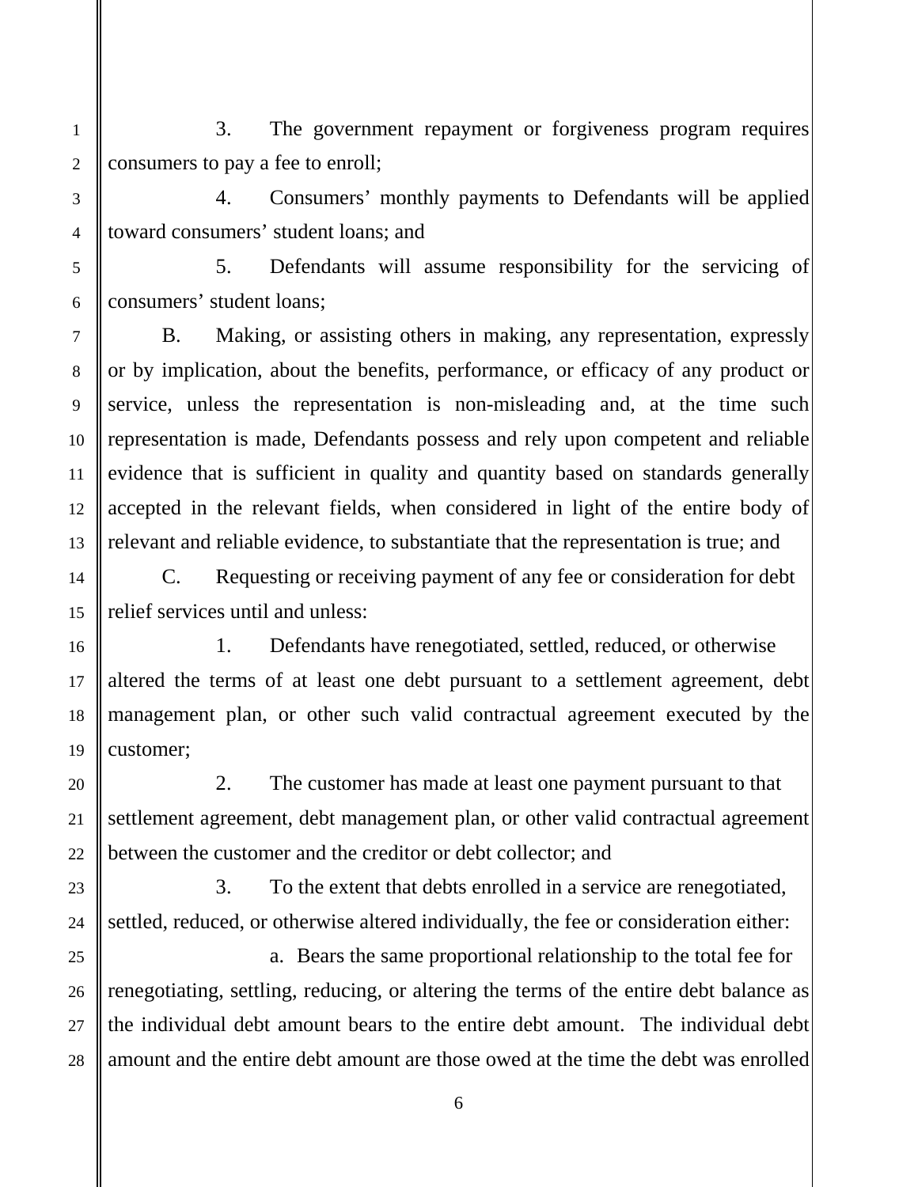3. The government repayment or forgiveness program requires consumers to pay a fee to enroll;

4. Consumers' monthly payments to Defendants will be applied toward consumers' student loans; and

5. Defendants will assume responsibility for the servicing of consumers' student loans;

B. Making, or assisting others in making, any representation, expressly or by implication, about the benefits, performance, or efficacy of any product or service, unless the representation is non-misleading and, at the time such representation is made, Defendants possess and rely upon competent and reliable evidence that is sufficient in quality and quantity based on standards generally accepted in the relevant fields, when considered in light of the entire body of relevant and reliable evidence, to substantiate that the representation is true; and

C. Requesting or receiving payment of any fee or consideration for debt relief services until and unless:

1. Defendants have renegotiated, settled, reduced, or otherwise altered the terms of at least one debt pursuant to a settlement agreement, debt management plan, or other such valid contractual agreement executed by the customer;

2. The customer has made at least one payment pursuant to that settlement agreement, debt management plan, or other valid contractual agreement between the customer and the creditor or debt collector; and

3. To the extent that debts enrolled in a service are renegotiated, settled, reduced, or otherwise altered individually, the fee or consideration either:

a. Bears the same proportional relationship to the total fee for renegotiating, settling, reducing, or altering the terms of the entire debt balance as the individual debt amount bears to the entire debt amount. The individual debt amount and the entire debt amount are those owed at the time the debt was enrolled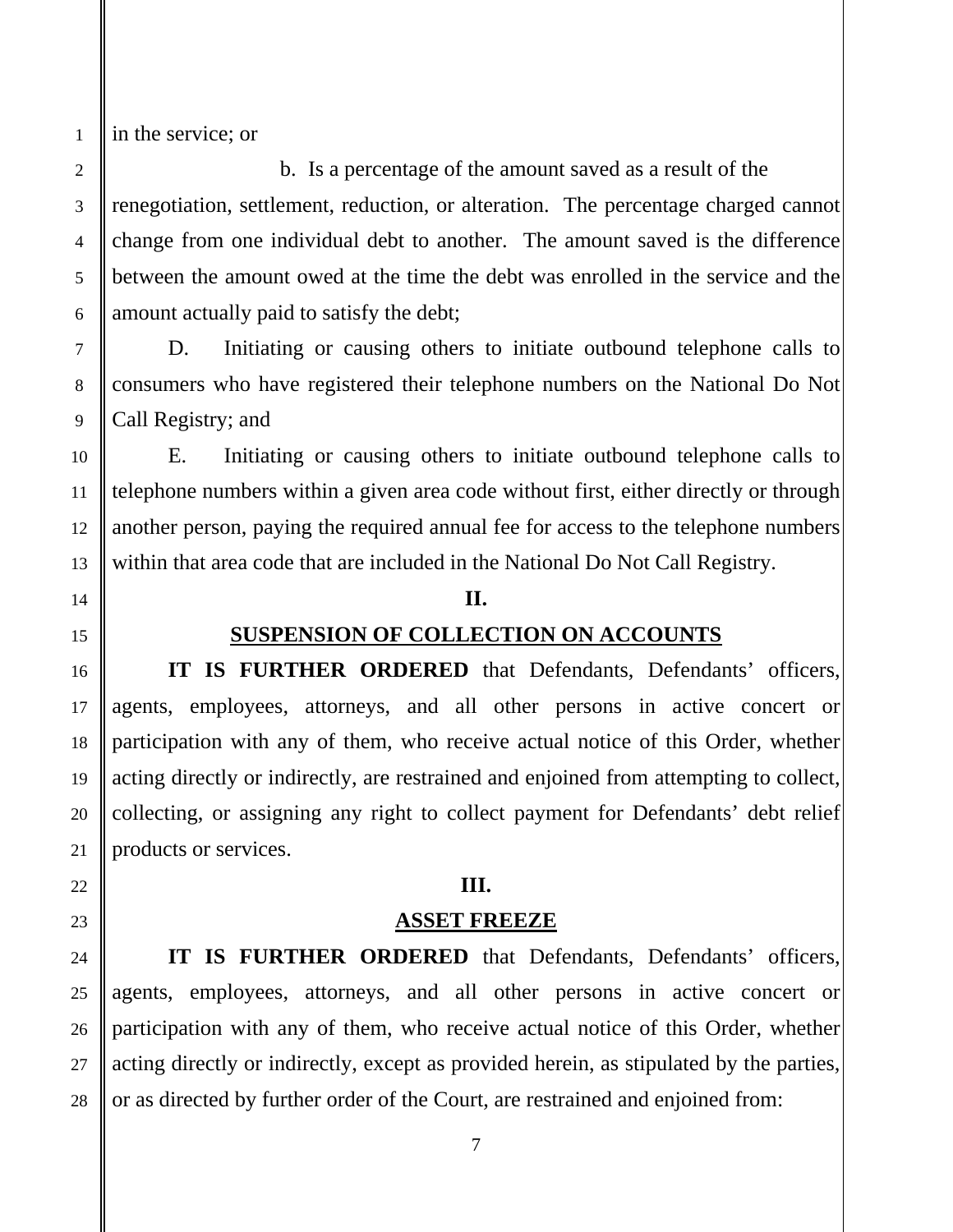in the service; or

b. Is a percentage of the amount saved as a result of the renegotiation, settlement, reduction, or alteration. The percentage charged cannot change from one individual debt to another. The amount saved is the difference between the amount owed at the time the debt was enrolled in the service and the amount actually paid to satisfy the debt;

D. Initiating or causing others to initiate outbound telephone calls to consumers who have registered their telephone numbers on the National Do Not Call Registry; and

E. Initiating or causing others to initiate outbound telephone calls to telephone numbers within a given area code without first, either directly or through another person, paying the required annual fee for access to the telephone numbers within that area code that are included in the National Do Not Call Registry.

## II.

## SUSPENSION OF COLLECTION ON ACCOUNTS

**IT IS FURTHER ORDERED** that Defendants, Defendants' officers, agents, employees, attorneys, and all other persons in active concert or participation with any of them, who receive actual notice of this Order, whether acting directly or indirectly, are restrained and enjoined from attempting to collect, collecting, or assigning any right to collect payment for Defendants' debt relief products or services.

## III.

## ASSET FREEZE

**IT IS FURTHER ORDERED** that Defendants, Defendants' officers, agents, employees, attorneys, and all other persons in active concert or participation with any of them, who receive actual notice of this Order, whether acting directly or indirectly, except as provided herein, as stipulated by the parties, or as directed by further order of the Court, are restrained and enjoined from: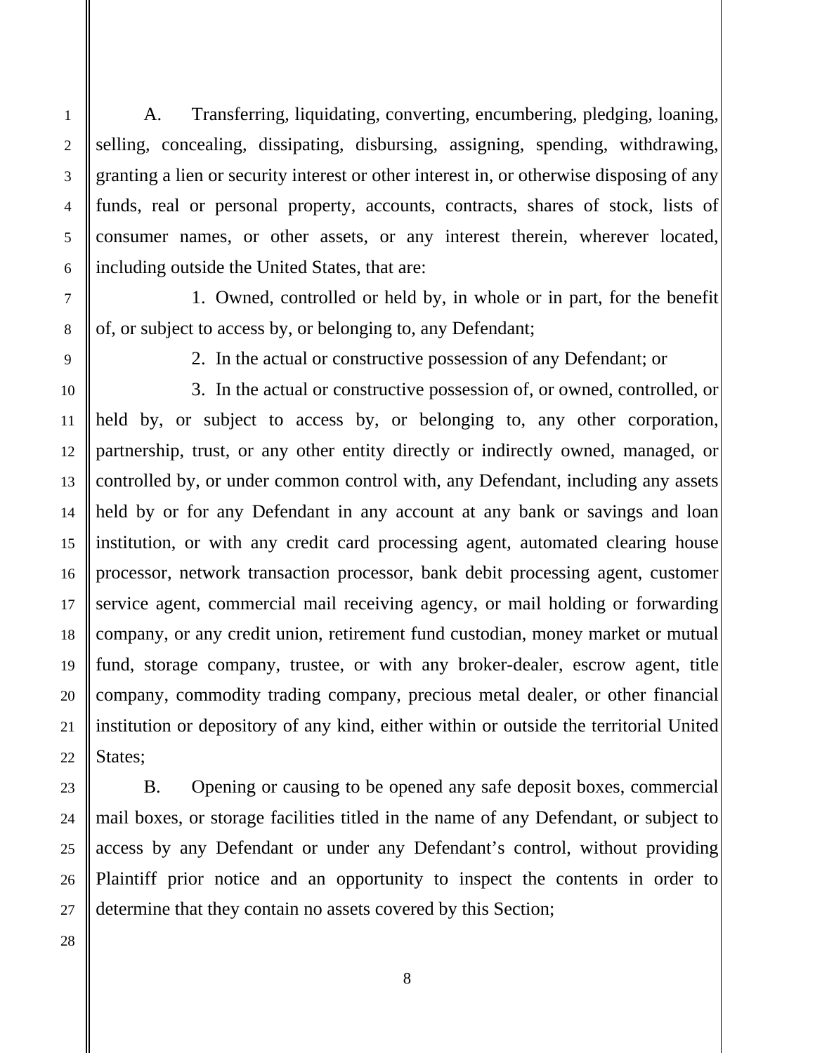A. Transferring, liquidating, converting, encumbering, pledging, loaning, selling, concealing, dissipating, disbursing, assigning, spending, withdrawing, granting a lien or security interest or other interest in, or otherwise disposing of any funds, real or personal property, accounts, contracts, shares of stock, lists of consumer names, or other assets, or any interest therein, wherever located, including outside the United States, that are:

1. Owned, controlled or held by, in whole or in part, for the benefit of, or subject to access by, or belonging to, any Defendant;

2. In the actual or constructive possession of any Defendant; or

3. In the actual or constructive possession of, or owned, controlled, or held by, or subject to access by, or belonging to, any other corporation, partnership, trust, or any other entity directly or indirectly owned, managed, or controlled by, or under common control with, any Defendant, including any assets held by or for any Defendant in any account at any bank or savings and loan institution, or with any credit card processing agent, automated clearing house processor, network transaction processor, bank debit processing agent, customer service agent, commercial mail receiving agency, or mail holding or forwarding company, or any credit union, retirement fund custodian, money market or mutual fund, storage company, trustee, or with any broker-dealer, escrow agent, title company, commodity trading company, precious metal dealer, or other financial institution or depository of any kind, either within or outside the territorial United States;

B. Opening or causing to be opened any safe deposit boxes, commercial mail boxes, or storage facilities titled in the name of any Defendant, or subject to access by any Defendant or under any Defendant's control, without providing Plaintiff prior notice and an opportunity to inspect the contents in order to determine that they contain no assets covered by this Section;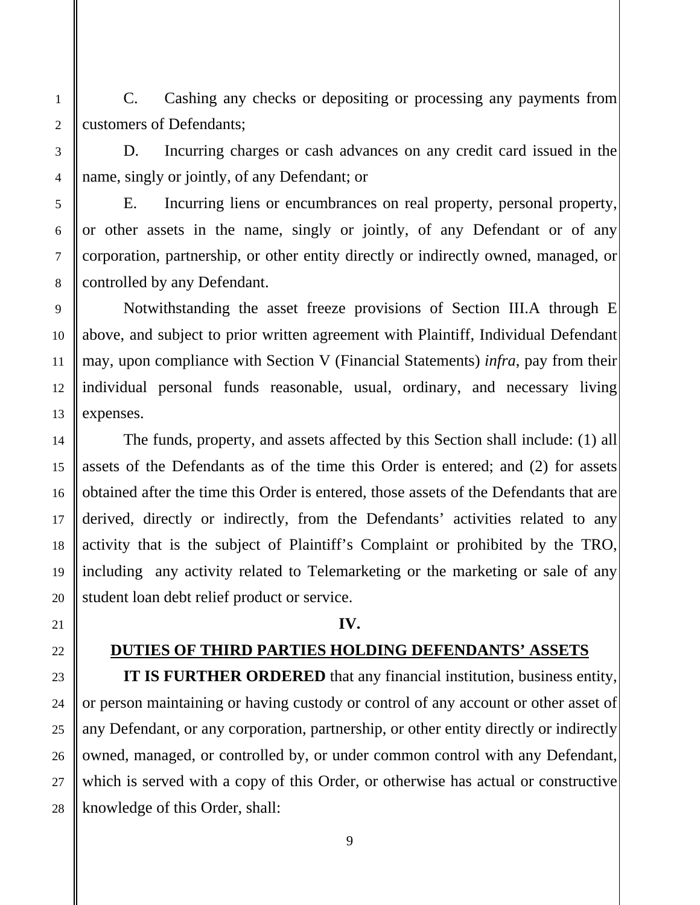C. Cashing any checks or depositing or processing any payments from customers of Defendants;

D. Incurring charges or cash advances on any credit card issued in the name, singly or jointly, of any Defendant; or

E. Incurring liens or encumbrances on real property, personal property, or other assets in the name, singly or jointly, of any Defendant or of any corporation, partnership, or other entity directly or indirectly owned, managed, or controlled by any Defendant.

Notwithstanding the asset freeze provisions of Section III.A through E above, and subject to prior written agreement with Plaintiff, Individual Defendant may, upon compliance with Section V (Financial Statements) *infra*, pay from their individual personal funds reasonable, usual, ordinary, and necessary living expenses.

The funds, property, and assets affected by this Section shall include: (1) all assets of the Defendants as of the time this Order is entered; and (2) for assets obtained after the time this Order is entered, those assets of the Defendants that are derived, directly or indirectly, from the Defendants' activities related to any activity that is the subject of Plaintiff's Complaint or prohibited by the TRO, including any activity related to Telemarketing or the marketing or sale of any student loan debt relief product or service.

## IV.

## DUTIES OF THIRD PARTIES HOLDING DEFENDANTS' ASSETS

**IT IS FURTHER ORDERED** that any financial institution, business entity, or person maintaining or having custody or control of any account or other asset of any Defendant, or any corporation, partnership, or other entity directly or indirectly owned, managed, or controlled by, or under common control with any Defendant, which is served with a copy of this Order, or otherwise has actual or constructive knowledge of this Order, shall: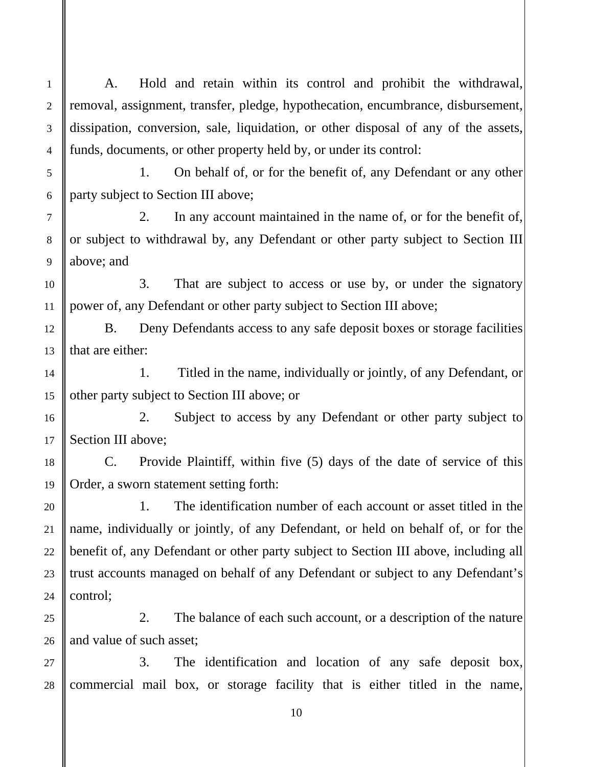A. Hold and retain within its control and prohibit the withdrawal, removal, assignment, transfer, pledge, hypothecation, encumbrance, disbursement, dissipation, conversion, sale, liquidation, or other disposal of any of the assets, funds, documents, or other property held by, or under its control:

1. On behalf of, or for the benefit of, any Defendant or any other party subject to Section III above;

2. In any account maintained in the name of, or for the benefit of, or subject to withdrawal by, any Defendant or other party subject to Section III above; and

3. That are subject to access or use by, or under the signatory power of, any Defendant or other party subject to Section III above;

B. Deny Defendants access to any safe deposit boxes or storage facilities that are either:

1. Titled in the name, individually or jointly, of any Defendant, or other party subject to Section III above; or

2. Subject to access by any Defendant or other party subject to Section III above;

C. Provide Plaintiff, within five (5) days of the date of service of this Order, a sworn statement setting forth:

1. The identification number of each account or asset titled in the name, individually or jointly, of any Defendant, or held on behalf of, or for the benefit of, any Defendant or other party subject to Section III above, including all trust accounts managed on behalf of any Defendant or subject to any Defendant's control;

2. The balance of each such account, or a description of the nature and value of such asset;

3. The identification and location of any safe deposit box, commercial mail box, or storage facility that is either titled in the name,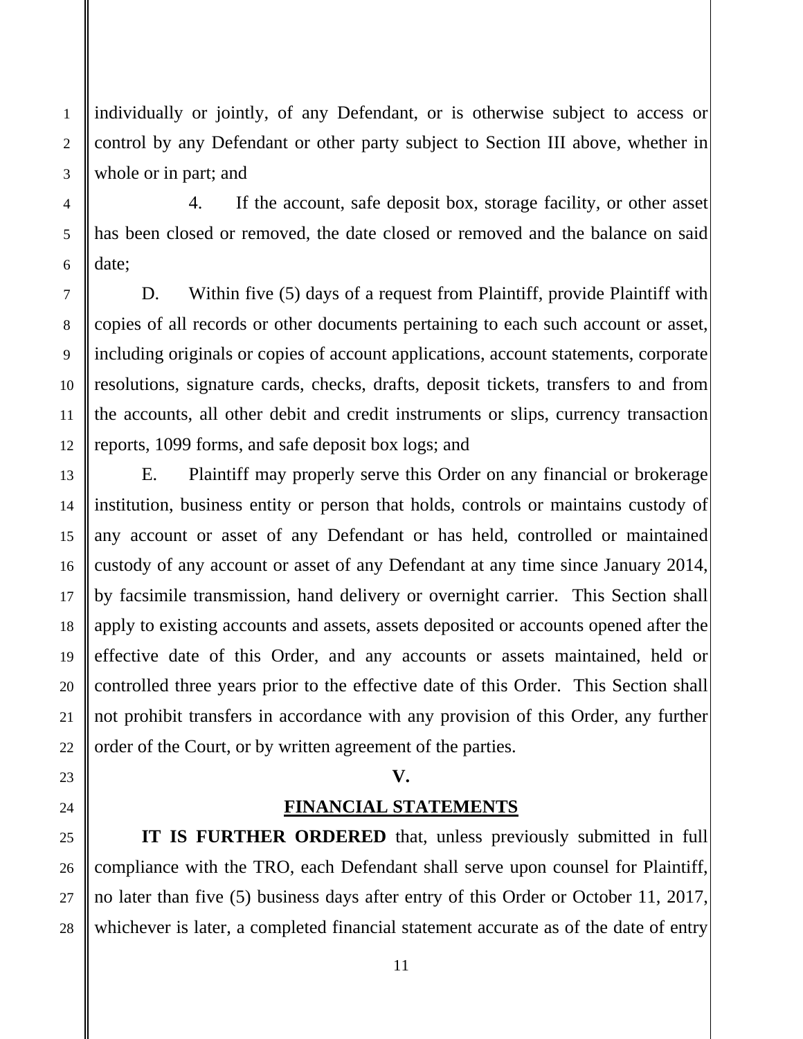individually or jointly, of any Defendant, or is otherwise subject to access or control by any Defendant or other party subject to Section III above, whether in whole or in part; and

4. If the account, safe deposit box, storage facility, or other asset has been closed or removed, the date closed or removed and the balance on said date;

D. Within five (5) days of a request from Plaintiff, provide Plaintiff with copies of all records or other documents pertaining to each such account or asset, including originals or copies of account applications, account statements, corporate resolutions, signature cards, checks, drafts, deposit tickets, transfers to and from the accounts, all other debit and credit instruments or slips, currency transaction reports, 1099 forms, and safe deposit box logs; and

E. Plaintiff may properly serve this Order on any financial or brokerage institution, business entity or person that holds, controls or maintains custody of any account or asset of any Defendant or has held, controlled or maintained custody of any account or asset of any Defendant at any time since January 2014, by facsimile transmission, hand delivery or overnight carrier. This Section shall apply to existing accounts and assets, assets deposited or accounts opened after the effective date of this Order, and any accounts or assets maintained, held or controlled three years prior to the effective date of this Order. This Section shall not prohibit transfers in accordance with any provision of this Order, any further order of the Court, or by written agreement of the parties.

## V.

## FINANCIAL STATEMENTS

**IT IS FURTHER ORDERED** that, unless previously submitted in full compliance with the TRO, each Defendant shall serve upon counsel for Plaintiff, no later than five (5) business days after entry of this Order or October 11, 2017, whichever is later, a completed financial statement accurate as of the date of entry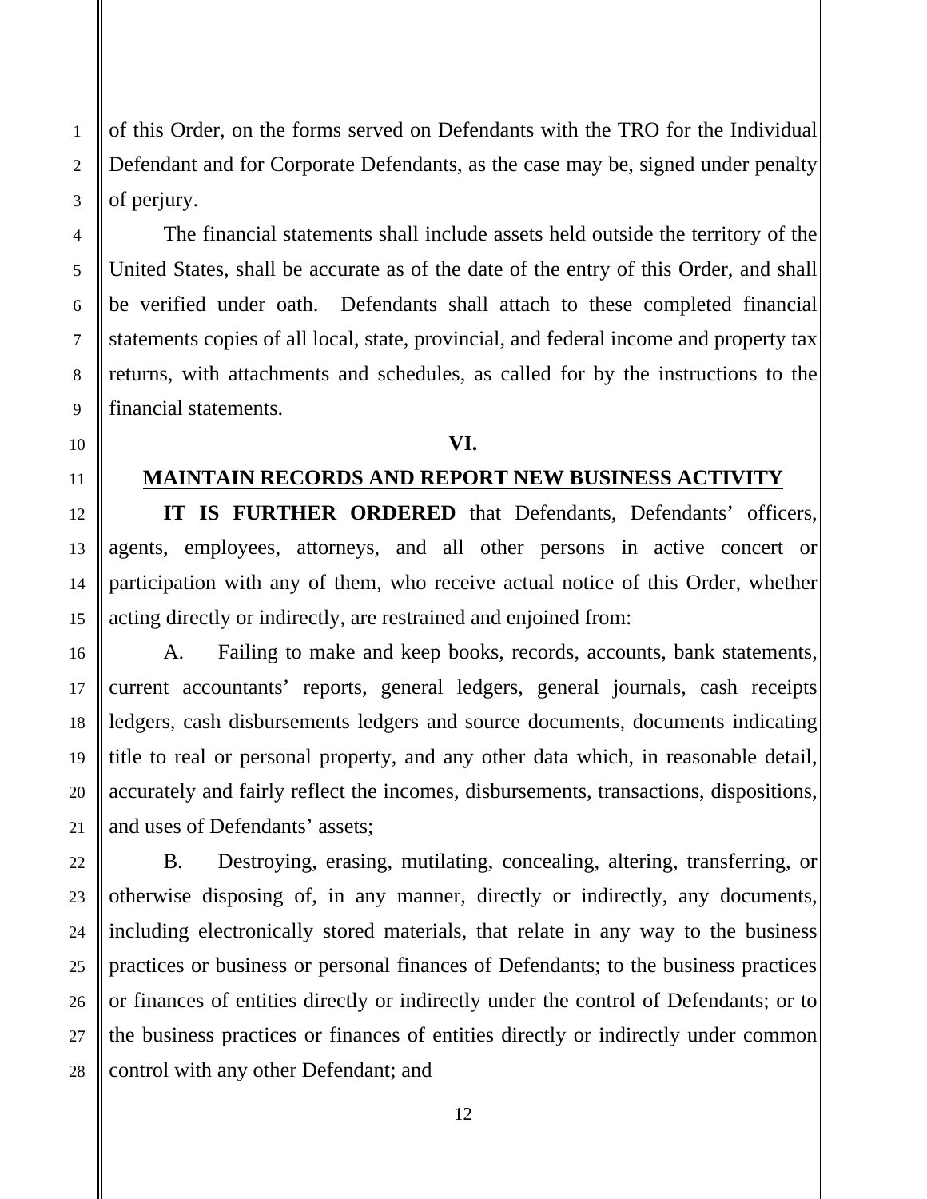of this Order, on the forms served on Defendants with the TRO for the Individual Defendant and for Corporate Defendants, as the case may be, signed under penalty of perjury.

The financial statements shall include assets held outside the territory of the United States, shall be accurate as of the date of the entry of this Order, and shall be verified under oath. Defendants shall attach to these completed financial statements copies of all local, state, provincial, and federal income and property tax returns, with attachments and schedules, as called for by the instructions to the financial statements.

## VI.

## MAINTAIN RECORDS AND REPORT NEW BUSINESS ACTIVITY

**IT IS FURTHER ORDERED** that Defendants, Defendants' officers, agents, employees, attorneys, and all other persons in active concert or participation with any of them, who receive actual notice of this Order, whether acting directly or indirectly, are restrained and enjoined from:

A. Failing to make and keep books, records, accounts, bank statements, current accountants' reports, general ledgers, general journals, cash receipts ledgers, cash disbursements ledgers and source documents, documents indicating title to real or personal property, and any other data which, in reasonable detail, accurately and fairly reflect the incomes, disbursements, transactions, dispositions, and uses of Defendants' assets;

B. Destroying, erasing, mutilating, concealing, altering, transferring, or otherwise disposing of, in any manner, directly or indirectly, any documents, including electronically stored materials, that relate in any way to the business practices or business or personal finances of Defendants; to the business practices or finances of entities directly or indirectly under the control of Defendants; or to the business practices or finances of entities directly or indirectly under common control with any other Defendant; and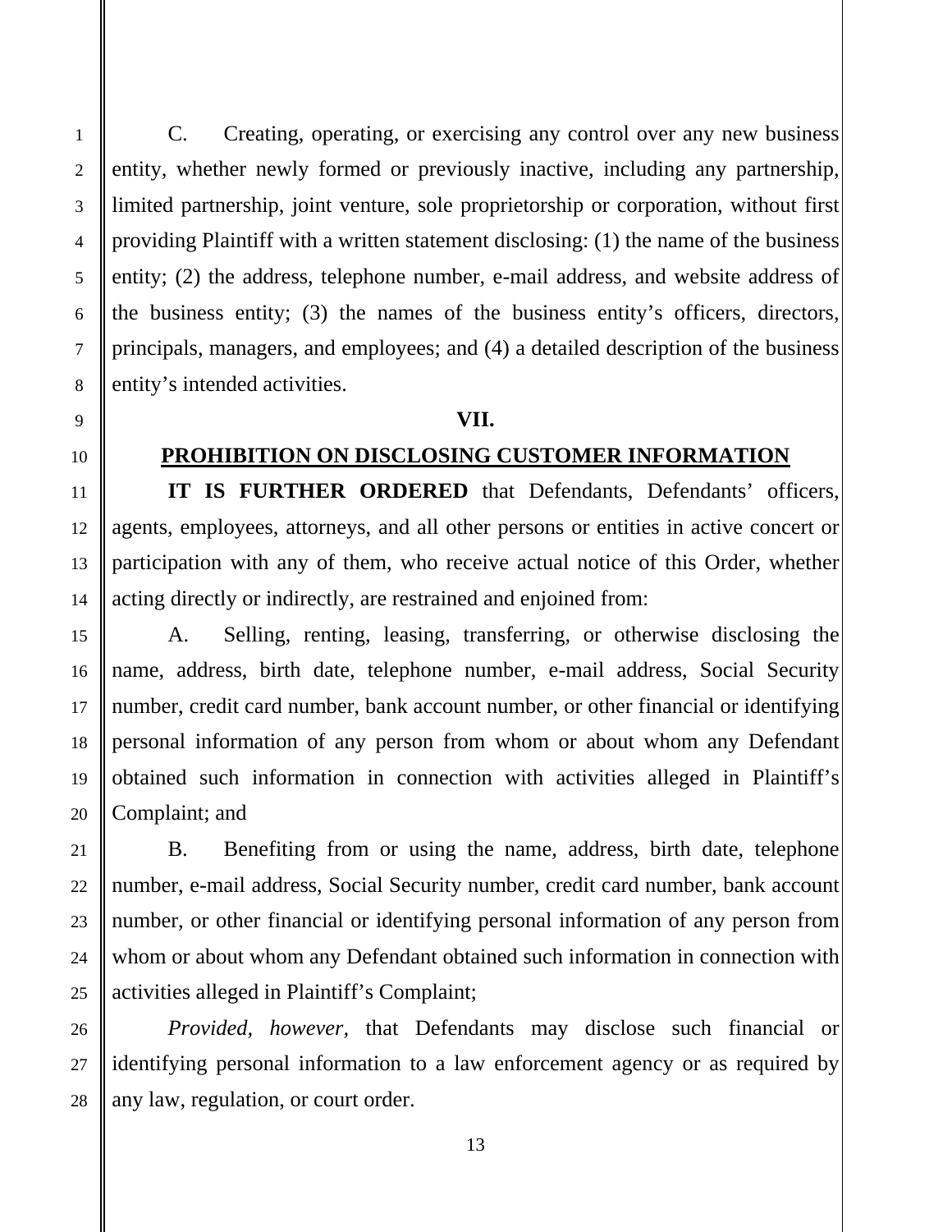C. Creating, operating, or exercising any control over any new business entity, whether newly formed or previously inactive, including any partnership, limited partnership, joint venture, sole proprietorship or corporation, without first providing Plaintiff with a written statement disclosing: (1) the name of the business entity; (2) the address, telephone number, e-mail address, and website address of the business entity; (3) the names of the business entity's officers, directors, principals, managers, and employees; and (4) a detailed description of the business entity's intended activities.

## VII.

## PROHIBITION ON DISCLOSING CUSTOMER INFORMATION

**IT IS FURTHER ORDERED** that Defendants, Defendants' officers, agents, employees, attorneys, and all other persons or entities in active concert or participation with any of them, who receive actual notice of this Order, whether acting directly or indirectly, are restrained and enjoined from:

A. Selling, renting, leasing, transferring, or otherwise disclosing the name, address, birth date, telephone number, e-mail address, Social Security number, credit card number, bank account number, or other financial or identifying personal information of any person from whom or about whom any Defendant obtained such information in connection with activities alleged in Plaintiff's Complaint; and

B. Benefiting from or using the name, address, birth date, telephone number, e-mail address, Social Security number, credit card number, bank account number, or other financial or identifying personal information of any person from whom or about whom any Defendant obtained such information in connection with activities alleged in Plaintiff's Complaint;

*Provided, however,* that Defendants may disclose such financial or identifying personal information to a law enforcement agency or as required by any law, regulation, or court order.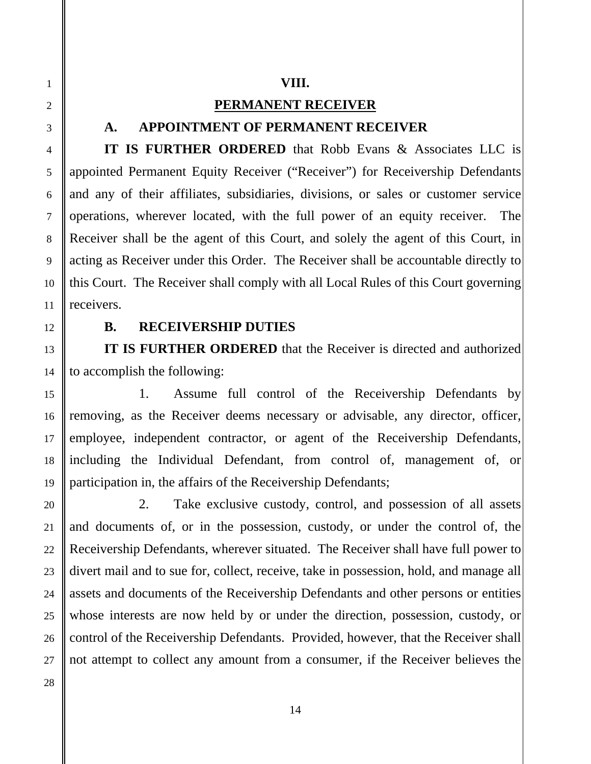# VIII.

## PERMANENT RECEIVER

### A. APPOINTMENT OF PERMANENT RECEIVER

**IT IS FURTHER ORDERED** that Robb Evans & Associates LLC is appointed Permanent Equity Receiver ("Receiver") for Receivership Defendants and any of their affiliates, subsidiaries, divisions, or sales or customer service operations, wherever located, with the full power of an equity receiver. The Receiver shall be the agent of this Court, and solely the agent of this Court, in acting as Receiver under this Order. The Receiver shall be accountable directly to this Court. The Receiver shall comply with all Local Rules of this Court governing receivers.

### B. RECEIVERSHIP DUTIES

**IT IS FURTHER ORDERED** that the Receiver is directed and authorized to accomplish the following:

1. Assume full control of the Receivership Defendants by removing, as the Receiver deems necessary or advisable, any director, officer, employee, independent contractor, or agent of the Receivership Defendants, including the Individual Defendant, from control of, management of, or participation in, the affairs of the Receivership Defendants;

2. Take exclusive custody, control, and possession of all assets and documents of, or in the possession, custody, or under the control of, the Receivership Defendants, wherever situated. The Receiver shall have full power to divert mail and to sue for, collect, receive, take in possession, hold, and manage all assets and documents of the Receivership Defendants and other persons or entities whose interests are now held by or under the direction, possession, custody, or control of the Receivership Defendants. Provided, however, that the Receiver shall not attempt to collect any amount from a consumer, if the Receiver believes the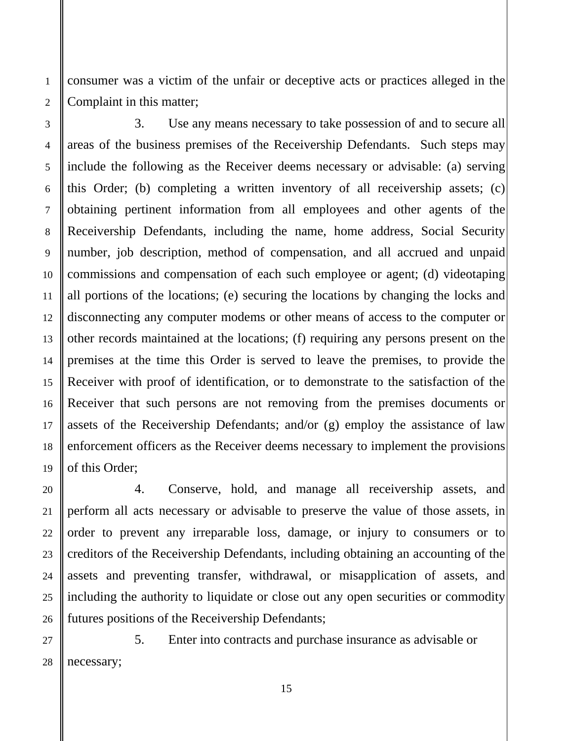consumer was a victim of the unfair or deceptive acts or practices alleged in the Complaint in this matter;

3. Use any means necessary to take possession of and to secure all areas of the business premises of the Receivership Defendants. Such steps may include the following as the Receiver deems necessary or advisable: (a) serving this Order; (b) completing a written inventory of all receivership assets; (c) obtaining pertinent information from all employees and other agents of the Receivership Defendants, including the name, home address, Social Security number, job description, method of compensation, and all accrued and unpaid commissions and compensation of each such employee or agent; (d) videotaping all portions of the locations; (e) securing the locations by changing the locks and disconnecting any computer modems or other means of access to the computer or other records maintained at the locations; (f) requiring any persons present on the premises at the time this Order is served to leave the premises, to provide the Receiver with proof of identification, or to demonstrate to the satisfaction of the Receiver that such persons are not removing from the premises documents or assets of the Receivership Defendants; and/or (g) employ the assistance of law enforcement officers as the Receiver deems necessary to implement the provisions of this Order;

4. Conserve, hold, and manage all receivership assets, and perform all acts necessary or advisable to preserve the value of those assets, in order to prevent any irreparable loss, damage, or injury to consumers or to creditors of the Receivership Defendants, including obtaining an accounting of the assets and preventing transfer, withdrawal, or misapplication of assets, and including the authority to liquidate or close out any open securities or commodity futures positions of the Receivership Defendants;

5. Enter into contracts and purchase insurance as advisable or necessary;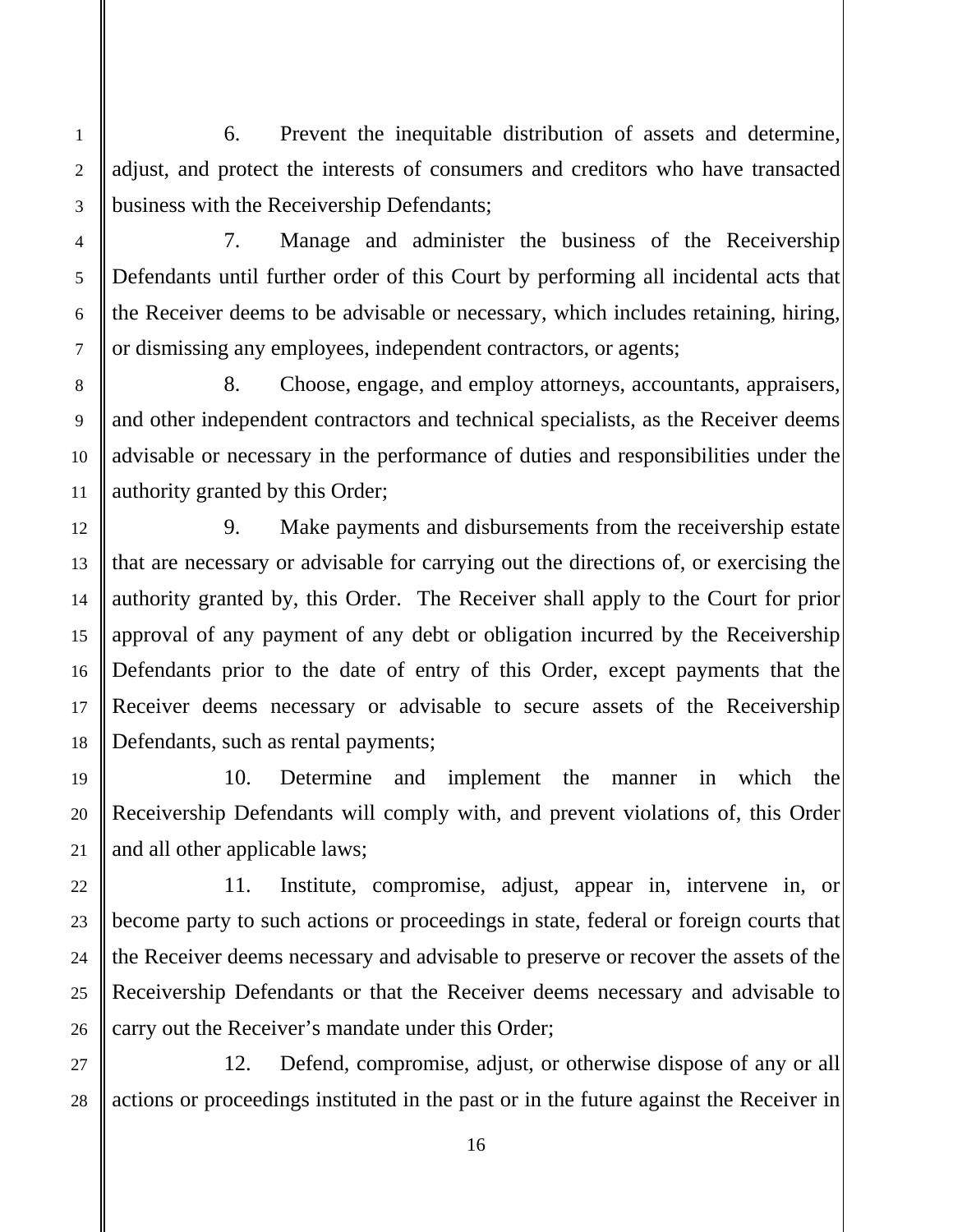6. Prevent the inequitable distribution of assets and determine, adjust, and protect the interests of consumers and creditors who have transacted business with the Receivership Defendants;

7. Manage and administer the business of the Receivership Defendants until further order of this Court by performing all incidental acts that the Receiver deems to be advisable or necessary, which includes retaining, hiring, or dismissing any employees, independent contractors, or agents;

8. Choose, engage, and employ attorneys, accountants, appraisers, and other independent contractors and technical specialists, as the Receiver deems advisable or necessary in the performance of duties and responsibilities under the authority granted by this Order;

9. Make payments and disbursements from the receivership estate that are necessary or advisable for carrying out the directions of, or exercising the authority granted by, this Order. The Receiver shall apply to the Court for prior approval of any payment of any debt or obligation incurred by the Receivership Defendants prior to the date of entry of this Order, except payments that the Receiver deems necessary or advisable to secure assets of the Receivership Defendants, such as rental payments;

10. Determine and implement the manner in which the Receivership Defendants will comply with, and prevent violations of, this Order and all other applicable laws;

11. Institute, compromise, adjust, appear in, intervene in, or become party to such actions or proceedings in state, federal or foreign courts that the Receiver deems necessary and advisable to preserve or recover the assets of the Receivership Defendants or that the Receiver deems necessary and advisable to carry out the Receiver's mandate under this Order;

12. Defend, compromise, adjust, or otherwise dispose of any or all actions or proceedings instituted in the past or in the future against the Receiver in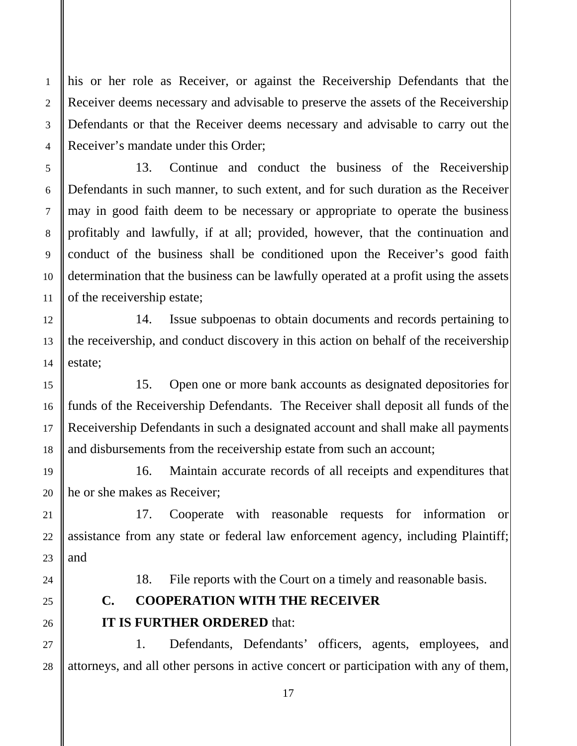his or her role as Receiver, or against the Receivership Defendants that the Receiver deems necessary and advisable to preserve the assets of the Receivership Defendants or that the Receiver deems necessary and advisable to carry out the Receiver's mandate under this Order;

13. Continue and conduct the business of the Receivership Defendants in such manner, to such extent, and for such duration as the Receiver may in good faith deem to be necessary or appropriate to operate the business profitably and lawfully, if at all; provided, however, that the continuation and conduct of the business shall be conditioned upon the Receiver's good faith determination that the business can be lawfully operated at a profit using the assets of the receivership estate;

14. Issue subpoenas to obtain documents and records pertaining to the receivership, and conduct discovery in this action on behalf of the receivership estate;

15. Open one or more bank accounts as designated depositories for funds of the Receivership Defendants. The Receiver shall deposit all funds of the Receivership Defendants in such a designated account and shall make all payments and disbursements from the receivership estate from such an account;

16. Maintain accurate records of all receipts and expenditures that he or she makes as Receiver;

17. Cooperate with reasonable requests for information or assistance from any state or federal law enforcement agency, including Plaintiff; and

18. File reports with the Court on a timely and reasonable basis.

**C. COOPERATION WITH THE RECEIVER**

**IT IS FURTHER ORDERED** that:

1. Defendants, Defendants' officers, agents, employees, and attorneys, and all other persons in active concert or participation with any of them,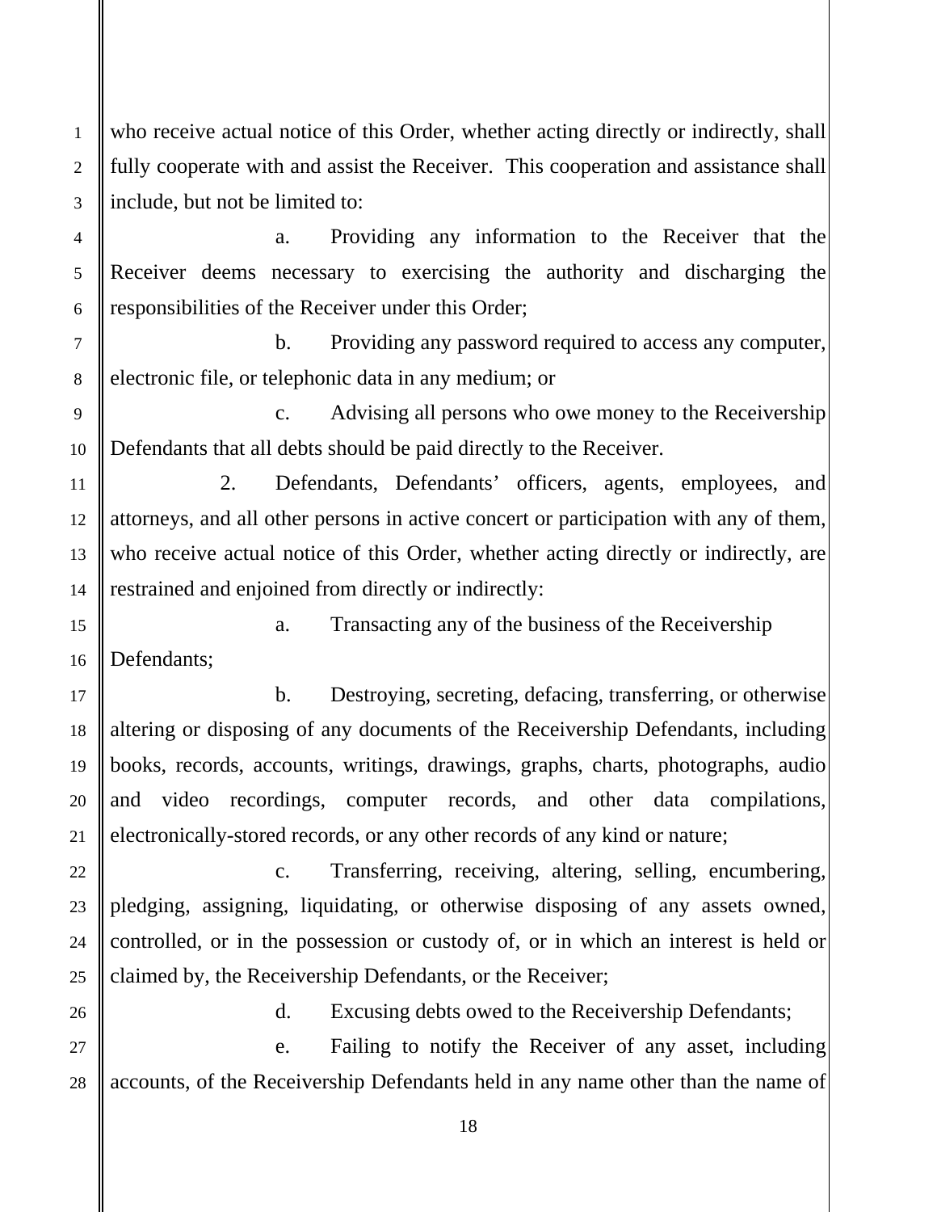who receive actual notice of this Order, whether acting directly or indirectly, shall fully cooperate with and assist the Receiver. This cooperation and assistance shall include, but not be limited to:

a. Providing any information to the Receiver that the Receiver deems necessary to exercising the authority and discharging the responsibilities of the Receiver under this Order;

b. Providing any password required to access any computer, electronic file, or telephonic data in any medium; or

c. Advising all persons who owe money to the Receivership Defendants that all debts should be paid directly to the Receiver.

2. Defendants, Defendants' officers, agents, employees, and attorneys, and all other persons in active concert or participation with any of them, who receive actual notice of this Order, whether acting directly or indirectly, are restrained and enjoined from directly or indirectly:

a. Transacting any of the business of the Receivership Defendants;

b. Destroying, secreting, defacing, transferring, or otherwise altering or disposing of any documents of the Receivership Defendants, including books, records, accounts, writings, drawings, graphs, charts, photographs, audio and video recordings, computer records, and other data compilations, electronically-stored records, or any other records of any kind or nature;

c. Transferring, receiving, altering, selling, encumbering, pledging, assigning, liquidating, or otherwise disposing of any assets owned, controlled, or in the possession or custody of, or in which an interest is held or claimed by, the Receivership Defendants, or the Receiver;

d. Excusing debts owed to the Receivership Defendants;

e. Failing to notify the Receiver of any asset, including accounts, of the Receivership Defendants held in any name other than the name of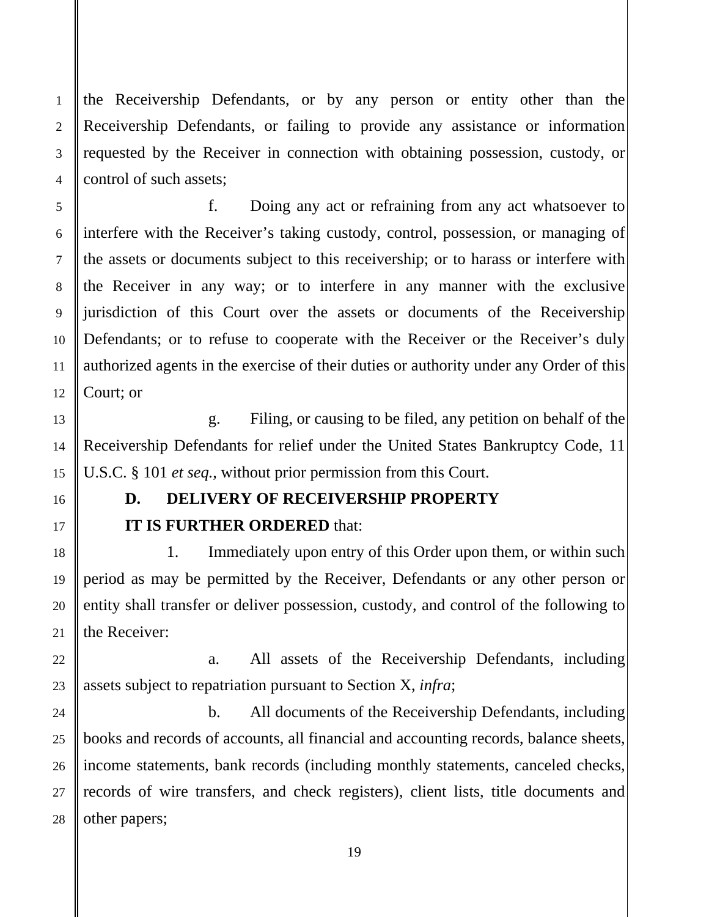the Receivership Defendants, or by any person or entity other than the Receivership Defendants, or failing to provide any assistance or information requested by the Receiver in connection with obtaining possession, custody, or control of such assets;

f. Doing any act or refraining from any act whatsoever to interfere with the Receiver's taking custody, control, possession, or managing of the assets or documents subject to this receivership; or to harass or interfere with the Receiver in any way; or to interfere in any manner with the exclusive jurisdiction of this Court over the assets or documents of the Receivership Defendants; or to refuse to cooperate with the Receiver or the Receiver's duly authorized agents in the exercise of their duties or authority under any Order of this Court; or

g. Filing, or causing to be filed, any petition on behalf of the Receivership Defendants for relief under the United States Bankruptcy Code, 11 U.S.C. § 101 *et seq.*, without prior permission from this Court.

**D. DELIVERY OF RECEIVERSHIP PROPERTY**

**IT IS FURTHER ORDERED** that:

1. Immediately upon entry of this Order upon them, or within such period as may be permitted by the Receiver, Defendants or any other person or entity shall transfer or deliver possession, custody, and control of the following to the Receiver:

a. All assets of the Receivership Defendants, including assets subject to repatriation pursuant to Section X, *infra*;

b. All documents of the Receivership Defendants, including books and records of accounts, all financial and accounting records, balance sheets, income statements, bank records (including monthly statements, canceled checks, records of wire transfers, and check registers), client lists, title documents and other papers;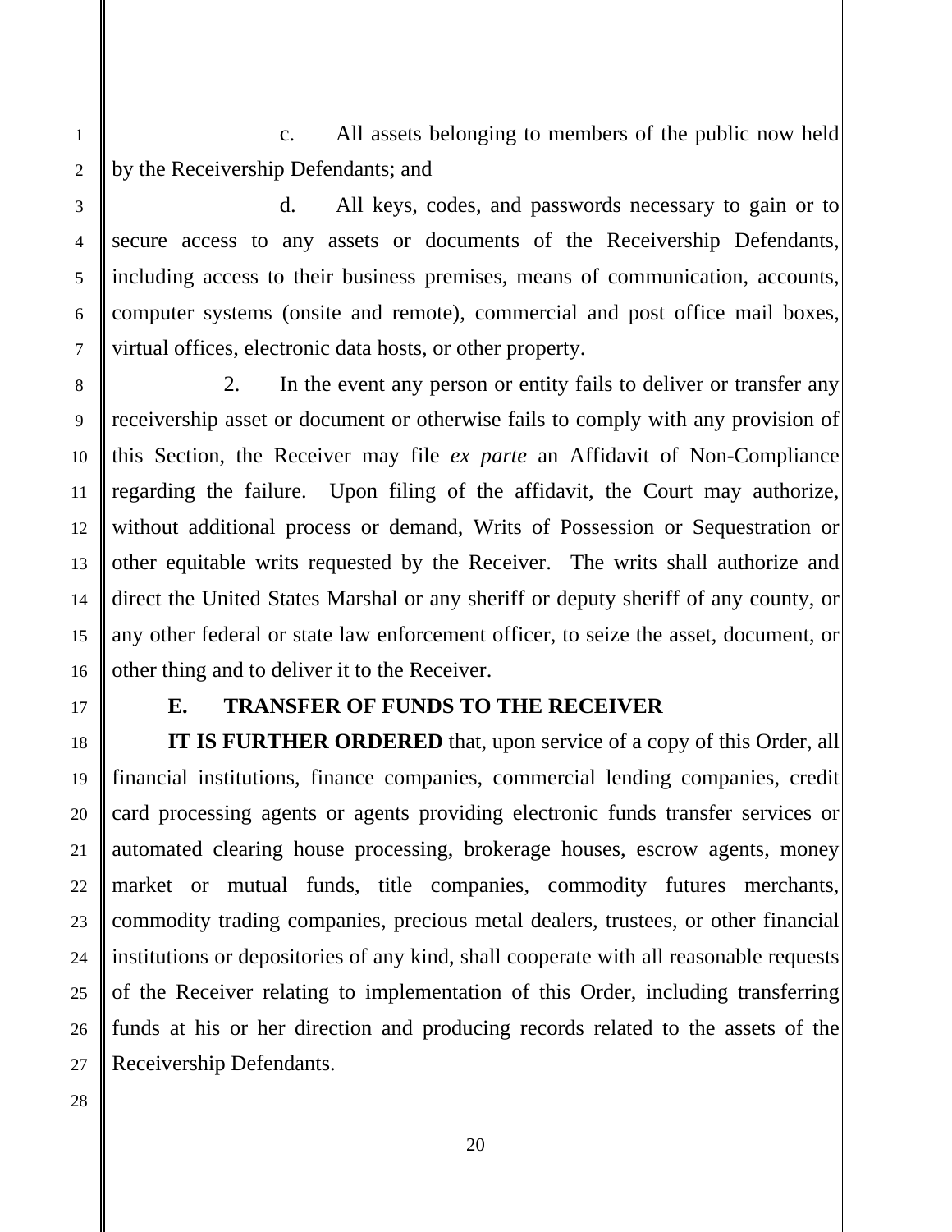c. All assets belonging to members of the public now held by the Receivership Defendants; and

d. All keys, codes, and passwords necessary to gain or to secure access to any assets or documents of the Receivership Defendants, including access to their business premises, means of communication, accounts, computer systems (onsite and remote), commercial and post office mail boxes, virtual offices, electronic data hosts, or other property.

2. In the event any person or entity fails to deliver or transfer any receivership asset or document or otherwise fails to comply with any provision of this Section, the Receiver may file *ex parte* an Affidavit of Non-Compliance regarding the failure. Upon filing of the affidavit, the Court may authorize, without additional process or demand, Writs of Possession or Sequestration or other equitable writs requested by the Receiver. The writs shall authorize and direct the United States Marshal or any sheriff or deputy sheriff of any county, or any other federal or state law enforcement officer, to seize the asset, document, or other thing and to deliver it to the Receiver.

## E. TRANSFER OF FUNDS TO THE RECEIVER

**IT IS FURTHER ORDERED** that, upon service of a copy of this Order, all financial institutions, finance companies, commercial lending companies, credit card processing agents or agents providing electronic funds transfer services or automated clearing house processing, brokerage houses, escrow agents, money market or mutual funds, title companies, commodity futures merchants, commodity trading companies, precious metal dealers, trustees, or other financial institutions or depositories of any kind, shall cooperate with all reasonable requests of the Receiver relating to implementation of this Order, including transferring funds at his or her direction and producing records related to the assets of the Receivership Defendants.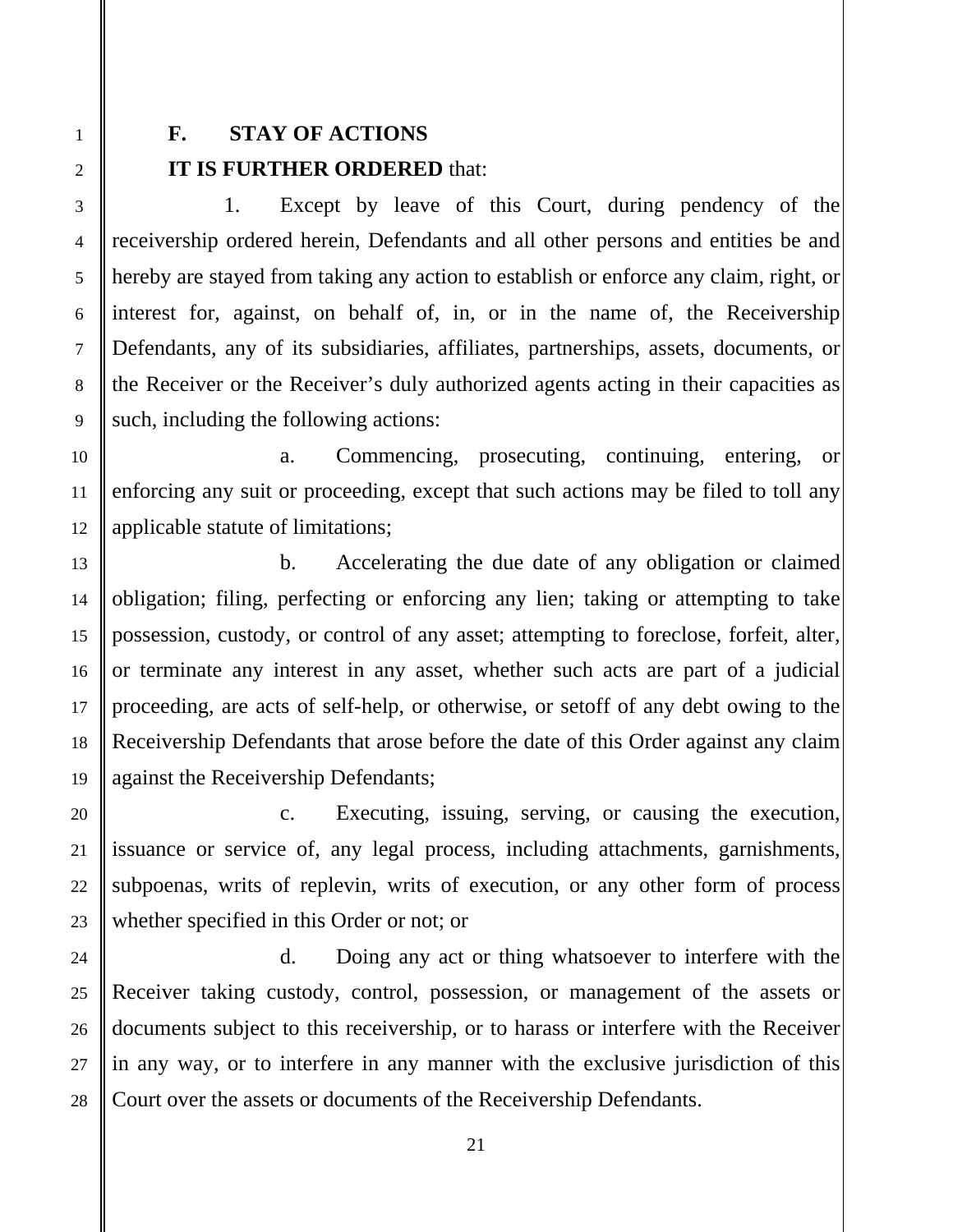## F. STAY OF ACTIONS

**IT IS FURTHER ORDERED** that:

1. Except by leave of this Court, during pendency of the receivership ordered herein, Defendants and all other persons and entities be and hereby are stayed from taking any action to establish or enforce any claim, right, or interest for, against, on behalf of, in, or in the name of, the Receivership Defendants, any of its subsidiaries, affiliates, partnerships, assets, documents, or the Receiver or the Receiver's duly authorized agents acting in their capacities as such, including the following actions:

   a. Commencing, prosecuting, continuing, entering, or enforcing any suit or proceeding, except that such actions may be filed to toll any applicable statute of limitations;

   b. Accelerating the due date of any obligation or claimed obligation; filing, perfecting or enforcing any lien; taking or attempting to take possession, custody, or control of any asset; attempting to foreclose, forfeit, alter, or terminate any interest in any asset, whether such acts are part of a judicial proceeding, are acts of self-help, or otherwise, or setoff of any debt owing to the Receivership Defendants that arose before the date of this Order against any claim against the Receivership Defendants;

   c. Executing, issuing, serving, or causing the execution, issuance or service of, any legal process, including attachments, garnishments, subpoenas, writs of replevin, writs of execution, or any other form of process whether specified in this Order or not; or

   d. Doing any act or thing whatsoever to interfere with the Receiver taking custody, control, possession, or management of the assets or documents subject to this receivership, or to harass or interfere with the Receiver in any way, or to interfere in any manner with the exclusive jurisdiction of this Court over the assets or documents of the Receivership Defendants.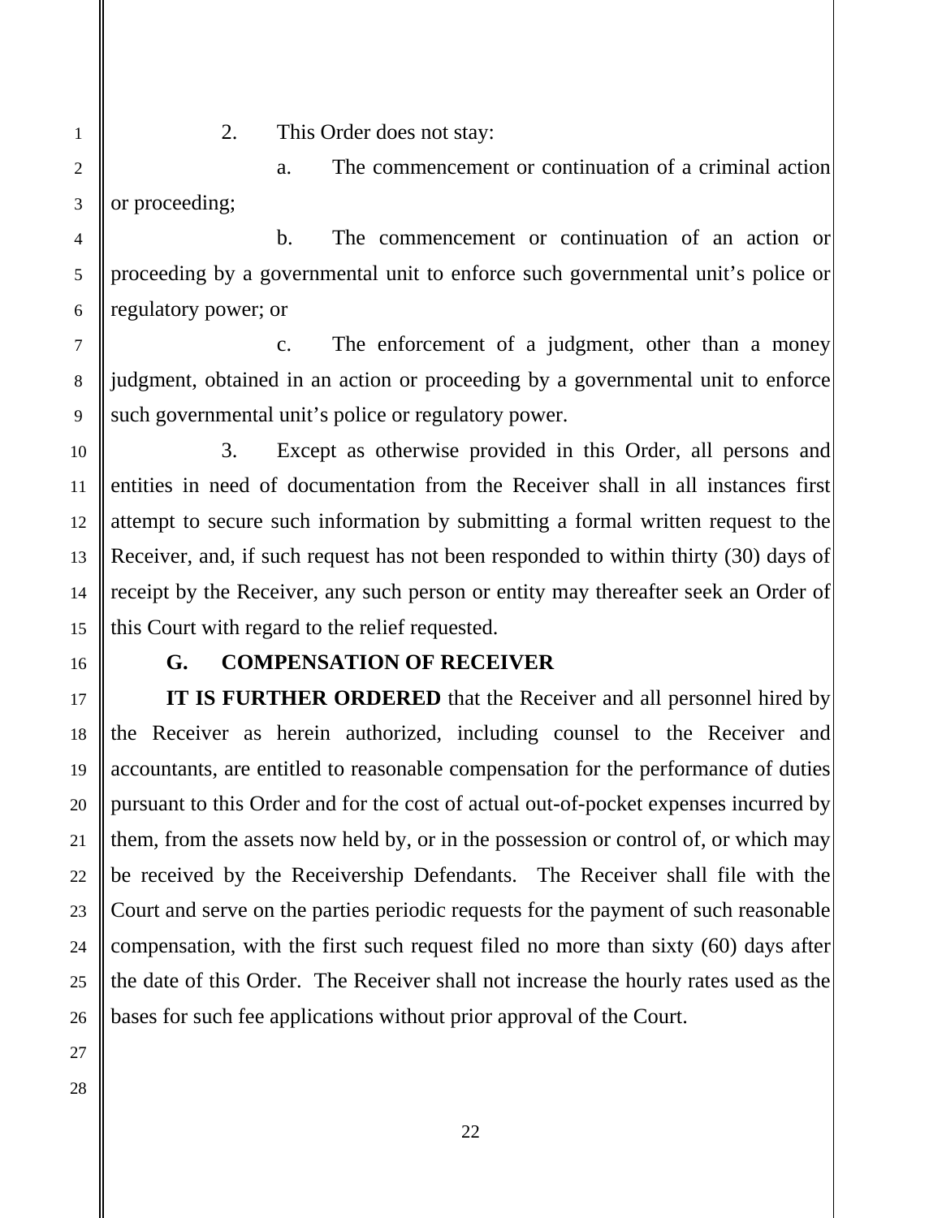2. This Order does not stay:

a. The commencement or continuation of a criminal action or proceeding;

b. The commencement or continuation of an action or proceeding by a governmental unit to enforce such governmental unit's police or regulatory power; or

c. The enforcement of a judgment, other than a money judgment, obtained in an action or proceeding by a governmental unit to enforce such governmental unit's police or regulatory power.

3. Except as otherwise provided in this Order, all persons and entities in need of documentation from the Receiver shall in all instances first attempt to secure such information by submitting a formal written request to the Receiver, and, if such request has not been responded to within thirty (30) days of receipt by the Receiver, any such person or entity may thereafter seek an Order of this Court with regard to the relief requested.

## G. COMPENSATION OF RECEIVER

**IT IS FURTHER ORDERED** that the Receiver and all personnel hired by the Receiver as herein authorized, including counsel to the Receiver and accountants, are entitled to reasonable compensation for the performance of duties pursuant to this Order and for the cost of actual out-of-pocket expenses incurred by them, from the assets now held by, or in the possession or control of, or which may be received by the Receivership Defendants. The Receiver shall file with the Court and serve on the parties periodic requests for the payment of such reasonable compensation, with the first such request filed no more than sixty (60) days after the date of this Order. The Receiver shall not increase the hourly rates used as the bases for such fee applications without prior approval of the Court.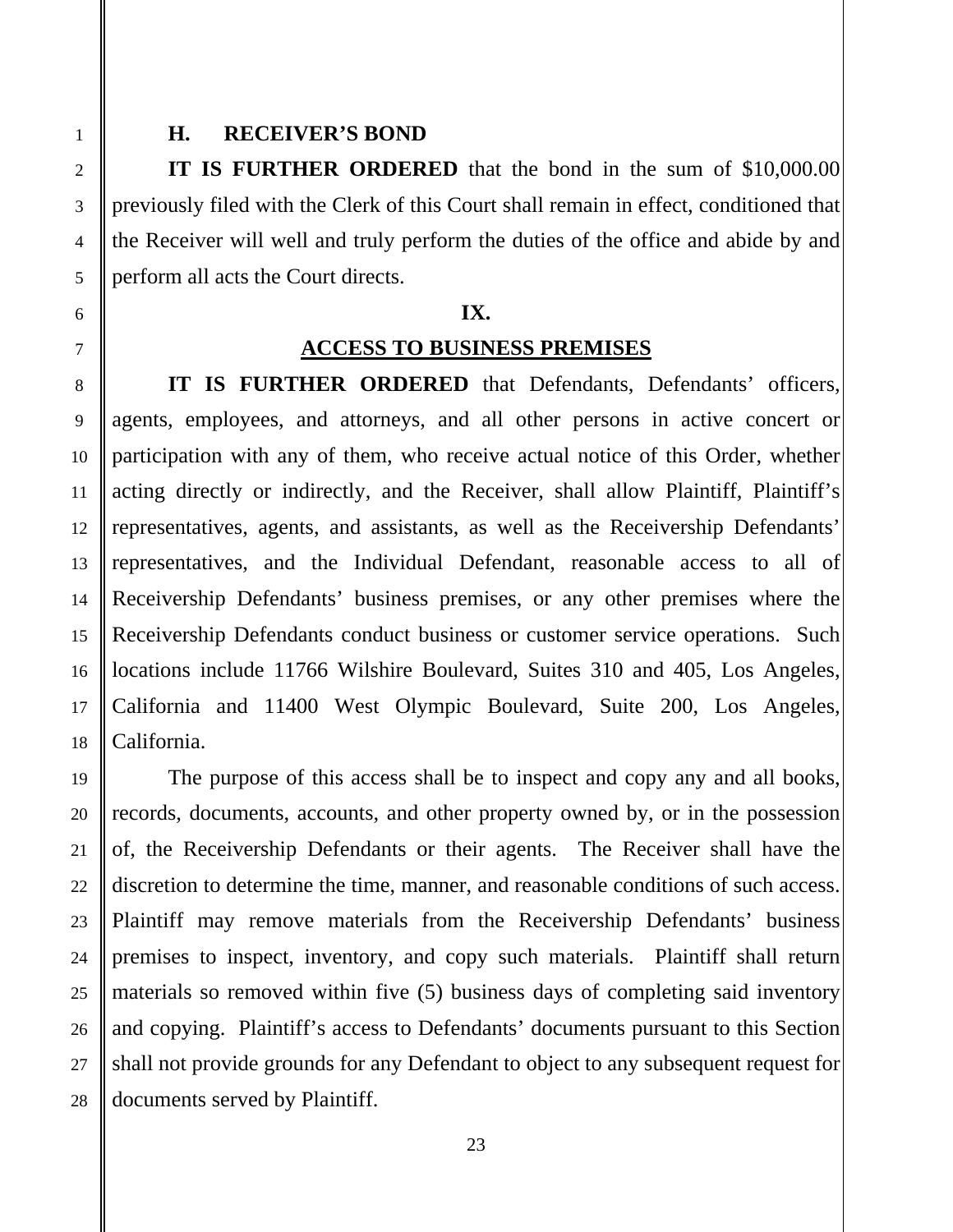### H. RECEIVER'S BOND

**IT IS FURTHER ORDERED** that the bond in the sum of $10,000.00 previously filed with the Clerk of this Court shall remain in effect, conditioned that the Receiver will well and truly perform the duties of the office and abide by and perform all acts the Court directs.

## IX.

## ACCESS TO BUSINESS PREMISES

**IT IS FURTHER ORDERED** that Defendants, Defendants' officers, agents, employees, and attorneys, and all other persons in active concert or participation with any of them, who receive actual notice of this Order, whether acting directly or indirectly, and the Receiver, shall allow Plaintiff, Plaintiff's representatives, agents, and assistants, as well as the Receivership Defendants' representatives, and the Individual Defendant, reasonable access to all of Receivership Defendants' business premises, or any other premises where the Receivership Defendants conduct business or customer service operations. Such locations include 11766 Wilshire Boulevard, Suites 310 and 405, Los Angeles, California and 11400 West Olympic Boulevard, Suite 200, Los Angeles, California.

The purpose of this access shall be to inspect and copy any and all books, records, documents, accounts, and other property owned by, or in the possession of, the Receivership Defendants or their agents. The Receiver shall have the discretion to determine the time, manner, and reasonable conditions of such access. Plaintiff may remove materials from the Receivership Defendants' business premises to inspect, inventory, and copy such materials. Plaintiff shall return materials so removed within five (5) business days of completing said inventory and copying. Plaintiff's access to Defendants' documents pursuant to this Section shall not provide grounds for any Defendant to object to any subsequent request for documents served by Plaintiff.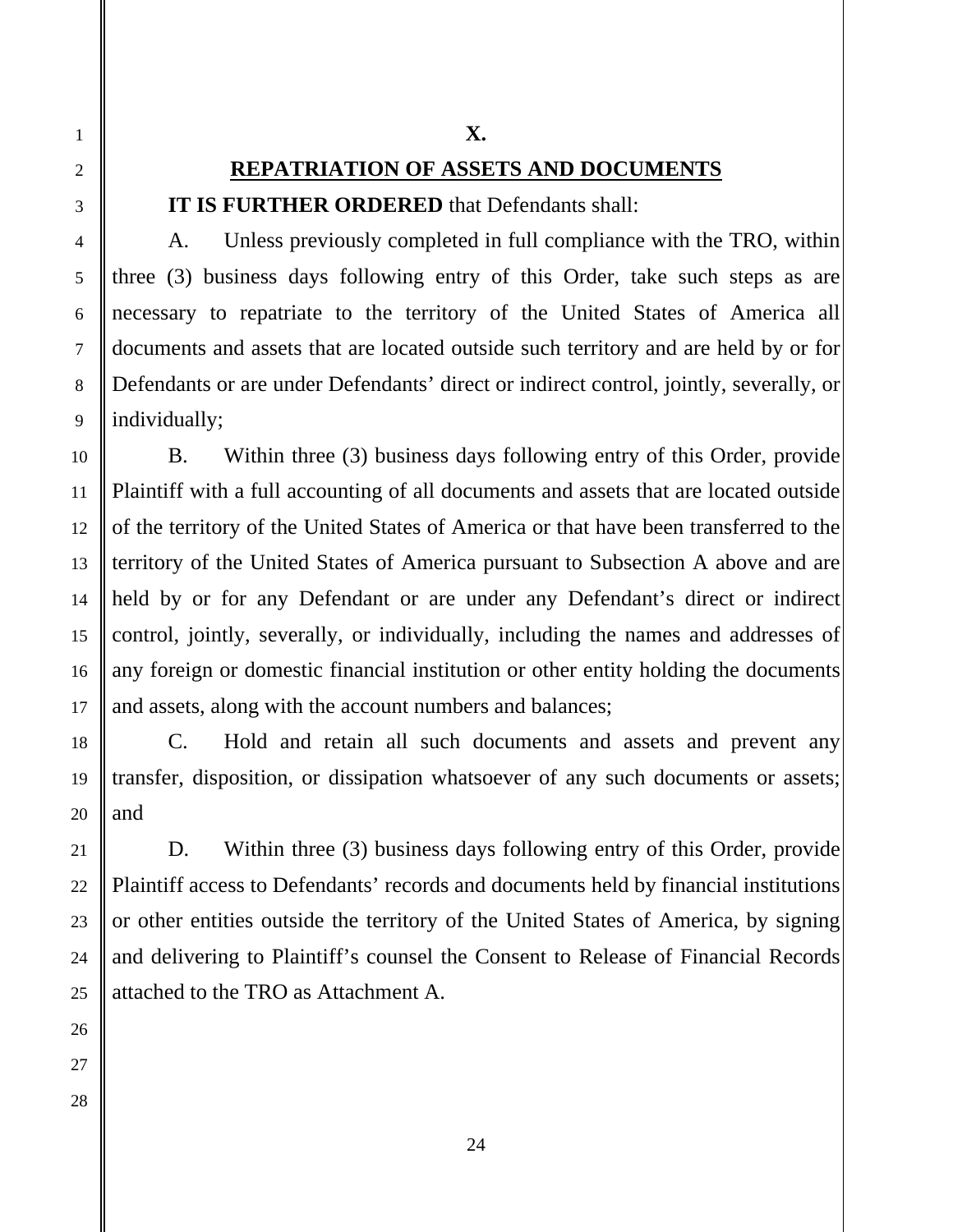**X.**

**REPATRIATION OF ASSETS AND DOCUMENTS**

**IT IS FURTHER ORDERED** that Defendants shall:

A. Unless previously completed in full compliance with the TRO, within three (3) business days following entry of this Order, take such steps as are necessary to repatriate to the territory of the United States of America all documents and assets that are located outside such territory and are held by or for Defendants or are under Defendants' direct or indirect control, jointly, severally, or individually;

B. Within three (3) business days following entry of this Order, provide Plaintiff with a full accounting of all documents and assets that are located outside of the territory of the United States of America or that have been transferred to the territory of the United States of America pursuant to Subsection A above and are held by or for any Defendant or are under any Defendant's direct or indirect control, jointly, severally, or individually, including the names and addresses of any foreign or domestic financial institution or other entity holding the documents and assets, along with the account numbers and balances;

C. Hold and retain all such documents and assets and prevent any transfer, disposition, or dissipation whatsoever of any such documents or assets; and

D. Within three (3) business days following entry of this Order, provide Plaintiff access to Defendants' records and documents held by financial institutions or other entities outside the territory of the United States of America, by signing and delivering to Plaintiff's counsel the Consent to Release of Financial Records attached to the TRO as Attachment A.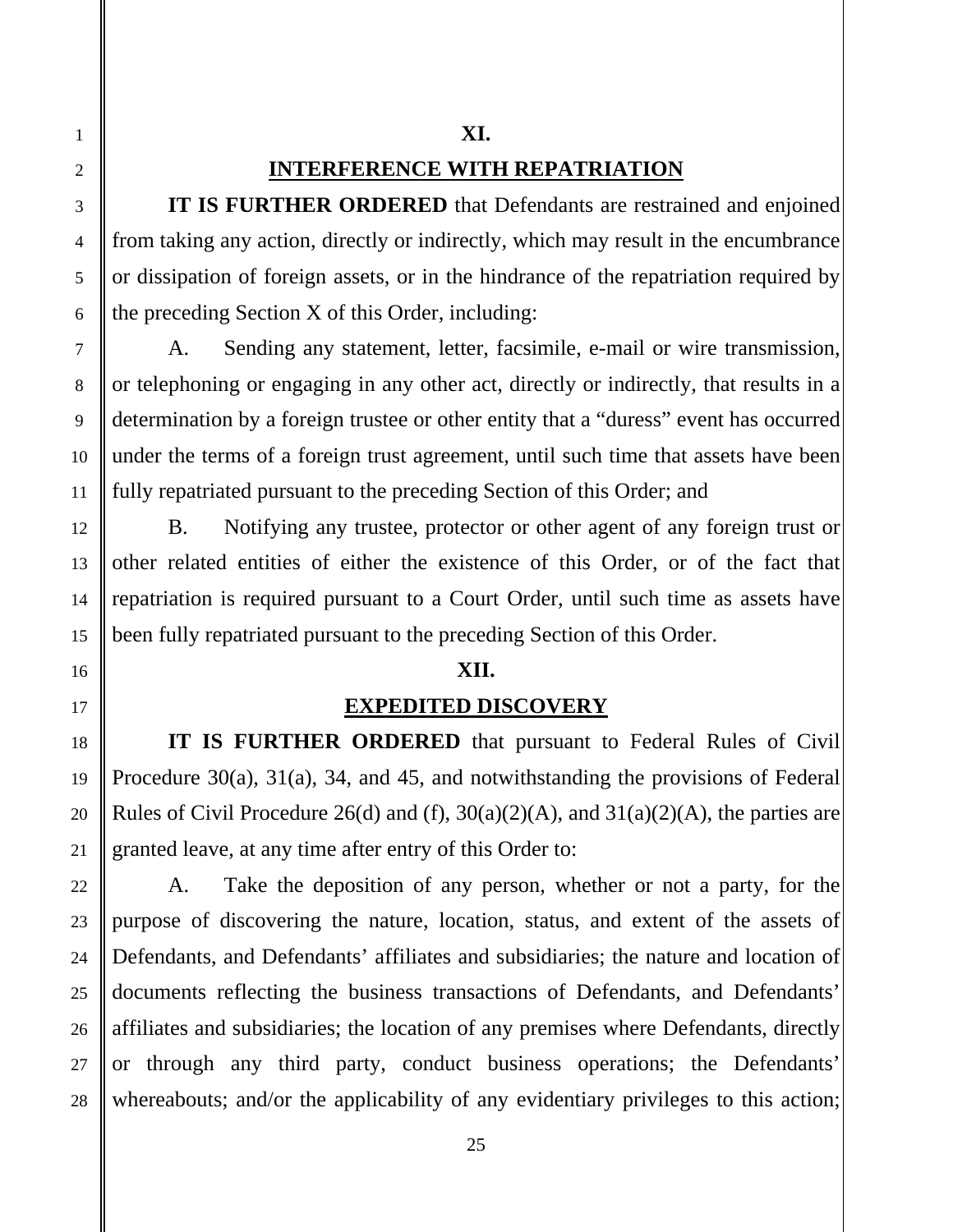## XI.

## INTERFERENCE WITH REPATRIATION

**IT IS FURTHER ORDERED** that Defendants are restrained and enjoined from taking any action, directly or indirectly, which may result in the encumbrance or dissipation of foreign assets, or in the hindrance of the repatriation required by the preceding Section X of this Order, including:

A. Sending any statement, letter, facsimile, e-mail or wire transmission, or telephoning or engaging in any other act, directly or indirectly, that results in a determination by a foreign trustee or other entity that a "duress" event has occurred under the terms of a foreign trust agreement, until such time that assets have been fully repatriated pursuant to the preceding Section of this Order; and

B. Notifying any trustee, protector or other agent of any foreign trust or other related entities of either the existence of this Order, or of the fact that repatriation is required pursuant to a Court Order, until such time as assets have been fully repatriated pursuant to the preceding Section of this Order.

## XII.

## EXPEDITED DISCOVERY

**IT IS FURTHER ORDERED** that pursuant to Federal Rules of Civil Procedure 30(a), 31(a), 34, and 45, and notwithstanding the provisions of Federal Rules of Civil Procedure 26(d) and (f), 30(a)(2)(A), and 31(a)(2)(A), the parties are granted leave, at any time after entry of this Order to:

A. Take the deposition of any person, whether or not a party, for the purpose of discovering the nature, location, status, and extent of the assets of Defendants, and Defendants' affiliates and subsidiaries; the nature and location of documents reflecting the business transactions of Defendants, and Defendants' affiliates and subsidiaries; the location of any premises where Defendants, directly or through any third party, conduct business operations; the Defendants' whereabouts; and/or the applicability of any evidentiary privileges to this action;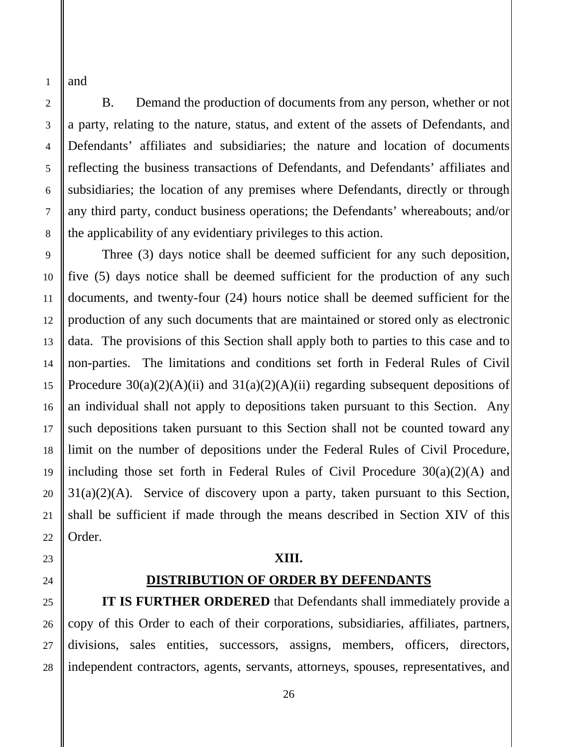and

B. Demand the production of documents from any person, whether or not a party, relating to the nature, status, and extent of the assets of Defendants, and Defendants' affiliates and subsidiaries; the nature and location of documents reflecting the business transactions of Defendants, and Defendants' affiliates and subsidiaries; the location of any premises where Defendants, directly or through any third party, conduct business operations; the Defendants' whereabouts; and/or the applicability of any evidentiary privileges to this action.

Three (3) days notice shall be deemed sufficient for any such deposition, five (5) days notice shall be deemed sufficient for the production of any such documents, and twenty-four (24) hours notice shall be deemed sufficient for the production of any such documents that are maintained or stored only as electronic data. The provisions of this Section shall apply both to parties to this case and to non-parties. The limitations and conditions set forth in Federal Rules of Civil Procedure 30(a)(2)(A)(ii) and 31(a)(2)(A)(ii) regarding subsequent depositions of an individual shall not apply to depositions taken pursuant to this Section. Any such depositions taken pursuant to this Section shall not be counted toward any limit on the number of depositions under the Federal Rules of Civil Procedure, including those set forth in Federal Rules of Civil Procedure 30(a)(2)(A) and 31(a)(2)(A). Service of discovery upon a party, taken pursuant to this Section, shall be sufficient if made through the means described in Section XIV of this Order.

## XIII.

## DISTRIBUTION OF ORDER BY DEFENDANTS

**IT IS FURTHER ORDERED** that Defendants shall immediately provide a copy of this Order to each of their corporations, subsidiaries, affiliates, partners, divisions, sales entities, successors, assigns, members, officers, directors, independent contractors, agents, servants, attorneys, spouses, representatives, and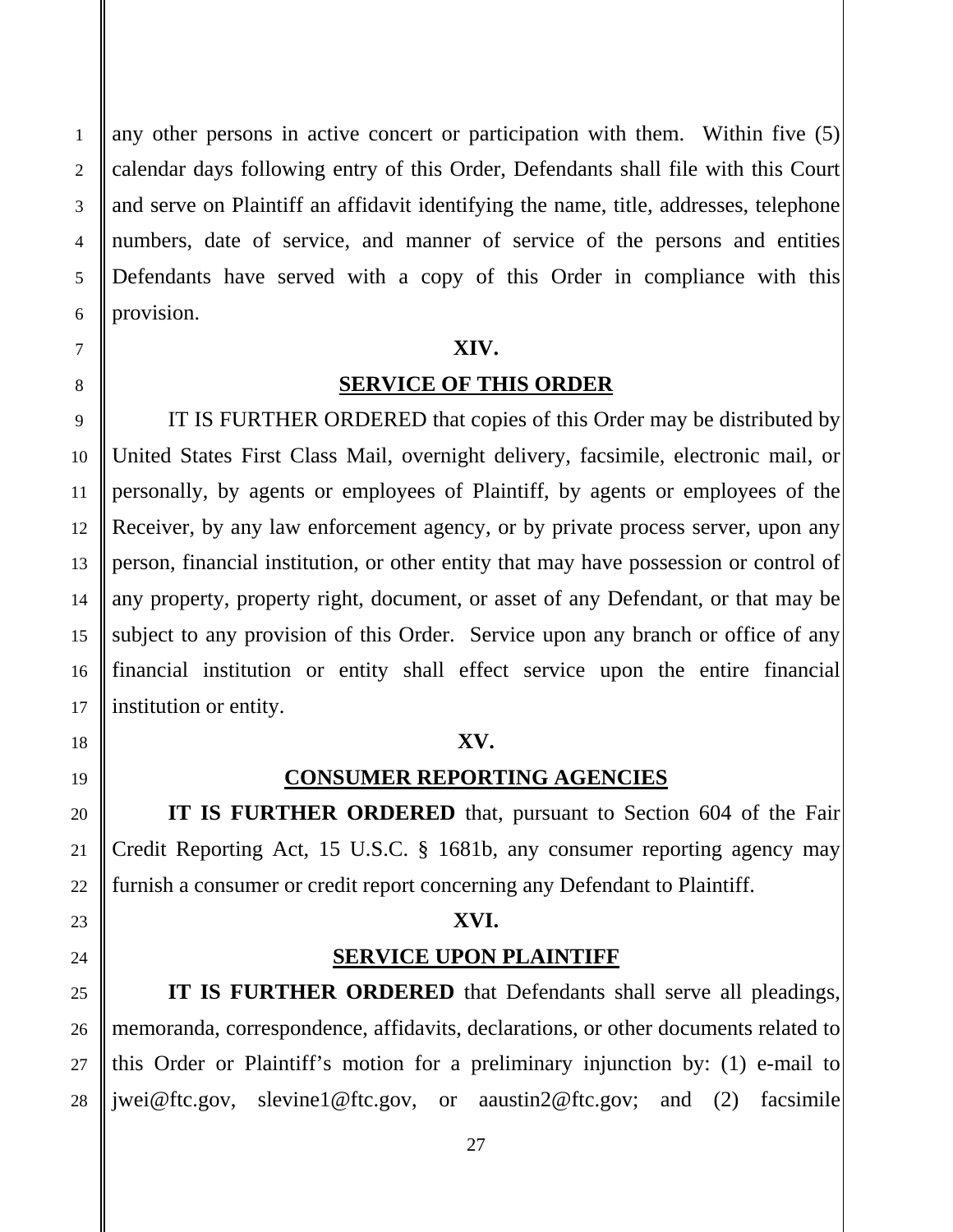any other persons in active concert or participation with them. Within five (5) calendar days following entry of this Order, Defendants shall file with this Court and serve on Plaintiff an affidavit identifying the name, title, addresses, telephone numbers, date of service, and manner of service of the persons and entities Defendants have served with a copy of this Order in compliance with this provision.

## XIV.

## SERVICE OF THIS ORDER

IT IS FURTHER ORDERED that copies of this Order may be distributed by United States First Class Mail, overnight delivery, facsimile, electronic mail, or personally, by agents or employees of Plaintiff, by agents or employees of the Receiver, by any law enforcement agency, or by private process server, upon any person, financial institution, or other entity that may have possession or control of any property, property right, document, or asset of any Defendant, or that may be subject to any provision of this Order. Service upon any branch or office of any financial institution or entity shall effect service upon the entire financial institution or entity.

## XV.

## CONSUMER REPORTING AGENCIES

**IT IS FURTHER ORDERED** that, pursuant to Section 604 of the Fair Credit Reporting Act, 15 U.S.C. § 1681b, any consumer reporting agency may furnish a consumer or credit report concerning any Defendant to Plaintiff.

## XVI.

## SERVICE UPON PLAINTIFF

**IT IS FURTHER ORDERED** that Defendants shall serve all pleadings, memoranda, correspondence, affidavits, declarations, or other documents related to this Order or Plaintiff's motion for a preliminary injunction by: (1) e-mail to jwei@ftc.gov, slevine1@ftc.gov, or aaustin2@ftc.gov; and (2) facsimile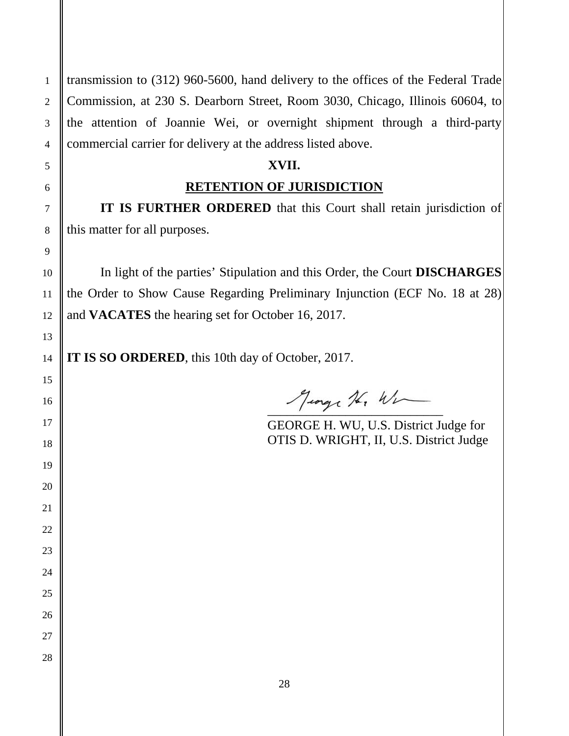transmission to (312) 960-5600, hand delivery to the offices of the Federal Trade Commission, at 230 S. Dearborn Street, Room 3030, Chicago, Illinois 60604, to the attention of Joannie Wei, or overnight shipment through a third-party commercial carrier for delivery at the address listed above.

## XVII.

## RETENTION OF JURISDICTION

**IT IS FURTHER ORDERED** that this Court shall retain jurisdiction of this matter for all purposes.

In light of the parties' Stipulation and this Order, the Court **DISCHARGES** the Order to Show Cause Regarding Preliminary Injunction (ECF No. 18 at 28) and **VACATES** the hearing set for October 16, 2017.

**IT IS SO ORDERED**, this 10th day of October, 2017.

\_\_\_\_\_\_\_\_\_\_\_\_\_\_\_\_\_\_\_\_\_\_\_\_\_\_\_\_\_\_
GEORGE H. WU, U.S. District Judge for
OTIS D. WRIGHT, II, U.S. District Judge